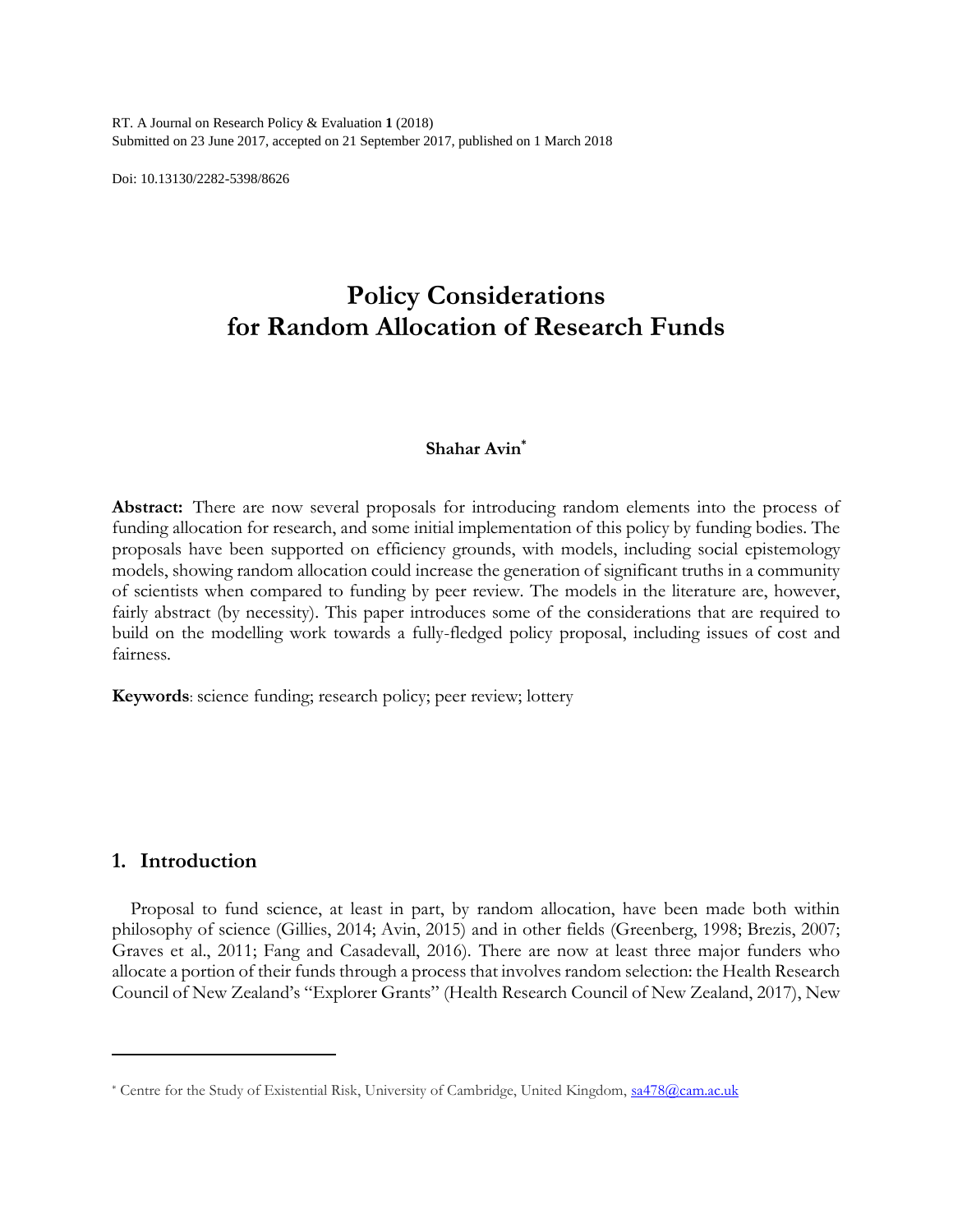RT. A Journal on Research Policy & Evaluation **1** (2018)
Submitted on 23 June 2017, accepted on 21 September 2017, published on 1 March 2018

Doi: 10.13130/2282-5398/8626

# Policy Considerations for Random Allocation of Research Funds

**Shahar Avin**[*]

**Abstract:** There are now several proposals for introducing random elements into the process of funding allocation for research, and some initial implementation of this policy by funding bodies. The proposals have been supported on efficiency grounds, with models, including social epistemology models, showing random allocation could increase the generation of significant truths in a community of scientists when compared to funding by peer review. The models in the literature are, however, fairly abstract (by necessity). This paper introduces some of the considerations that are required to build on the modelling work towards a fully-fledged policy proposal, including issues of cost and fairness.

**Keywords**: science funding; research policy; peer review; lottery

## 1. Introduction

Proposal to fund science, at least in part, by random allocation, have been made both within philosophy of science (Gillies, 2014; Avin, 2015) and in other fields (Greenberg, 1998; Brezis, 2007; Graves et al., 2011; Fang and Casadevall, 2016). There are now at least three major funders who allocate a portion of their funds through a process that involves random selection: the Health Research Council of New Zealand's "Explorer Grants" (Health Research Council of New Zealand, 2017), New

---

[*] Centre for the Study of Existential Risk, University of Cambridge, United Kingdom, sa478@cam.ac.uk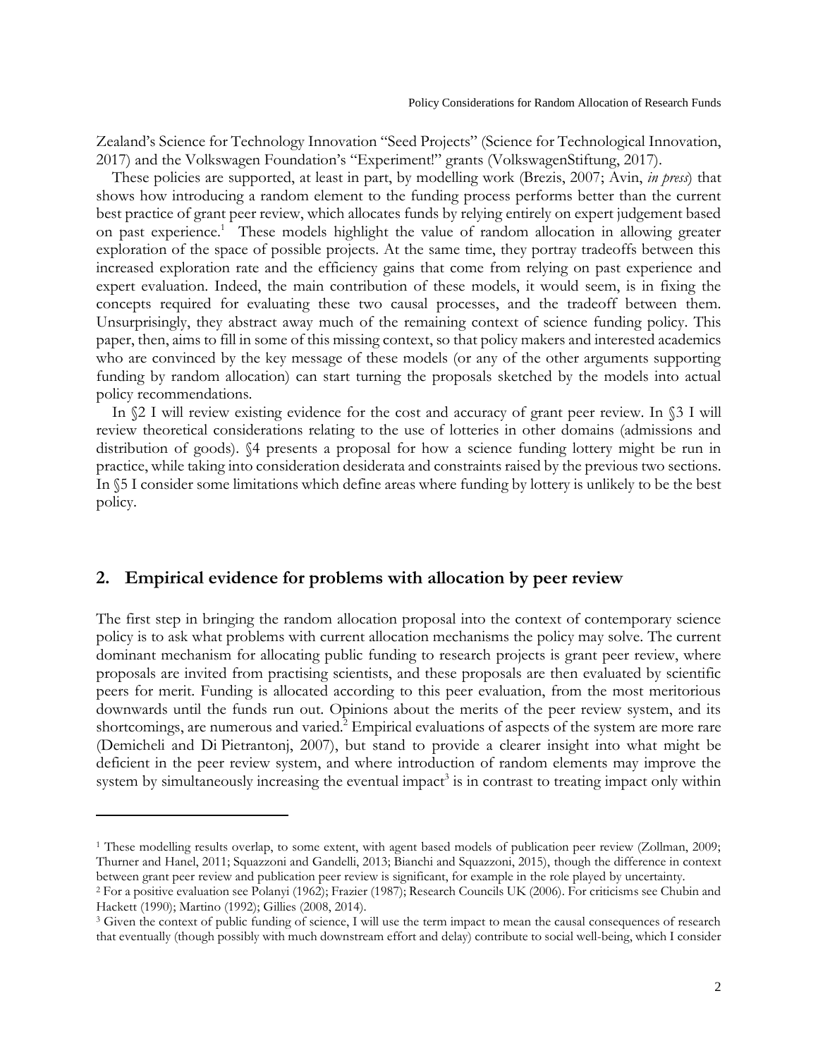Zealand's Science for Technology Innovation "Seed Projects" (Science for Technological Innovation, 2017) and the Volkswagen Foundation's "Experiment!" grants (VolkswagenStiftung, 2017).

These policies are supported, at least in part, by modelling work (Brezis, 2007; Avin, *in press*) that shows how introducing a random element to the funding process performs better than the current best practice of grant peer review, which allocates funds by relying entirely on expert judgement based on past experience.[1] These models highlight the value of random allocation in allowing greater exploration of the space of possible projects. At the same time, they portray tradeoffs between this increased exploration rate and the efficiency gains that come from relying on past experience and expert evaluation. Indeed, the main contribution of these models, it would seem, is in fixing the concepts required for evaluating these two causal processes, and the tradeoff between them. Unsurprisingly, they abstract away much of the remaining context of science funding policy. This paper, then, aims to fill in some of this missing context, so that policy makers and interested academics who are convinced by the key message of these models (or any of the other arguments supporting funding by random allocation) can start turning the proposals sketched by the models into actual policy recommendations.

In §2 I will review existing evidence for the cost and accuracy of grant peer review. In §3 I will review theoretical considerations relating to the use of lotteries in other domains (admissions and distribution of goods). §4 presents a proposal for how a science funding lottery might be run in practice, while taking into consideration desiderata and constraints raised by the previous two sections. In §5 I consider some limitations which define areas where funding by lottery is unlikely to be the best policy.

## 2. Empirical evidence for problems with allocation by peer review

The first step in bringing the random allocation proposal into the context of contemporary science policy is to ask what problems with current allocation mechanisms the policy may solve. The current dominant mechanism for allocating public funding to research projects is grant peer review, where proposals are invited from practising scientists, and these proposals are then evaluated by scientific peers for merit. Funding is allocated according to this peer evaluation, from the most meritorious downwards until the funds run out. Opinions about the merits of the peer review system, and its shortcomings, are numerous and varied.[2] Empirical evaluations of aspects of the system are more rare (Demicheli and Di Pietrantonj, 2007), but stand to provide a clearer insight into what might be deficient in the peer review system, and where introduction of random elements may improve the system by simultaneously increasing the eventual impact[3] is in contrast to treating impact only within

---

[1] These modelling results overlap, to some extent, with agent based models of publication peer review (Zollman, 2009; Thurner and Hanel, 2011; Squazzoni and Gandelli, 2013; Bianchi and Squazzoni, 2015), though the difference in context between grant peer review and publication peer review is significant, for example in the role played by uncertainty.

[2] For a positive evaluation see Polanyi (1962); Frazier (1987); Research Councils UK (2006). For criticisms see Chubin and Hackett (1990); Martino (1992); Gillies (2008, 2014).

[3] Given the context of public funding of science, I will use the term impact to mean the causal consequences of research that eventually (though possibly with much downstream effort and delay) contribute to social well-being, which I consider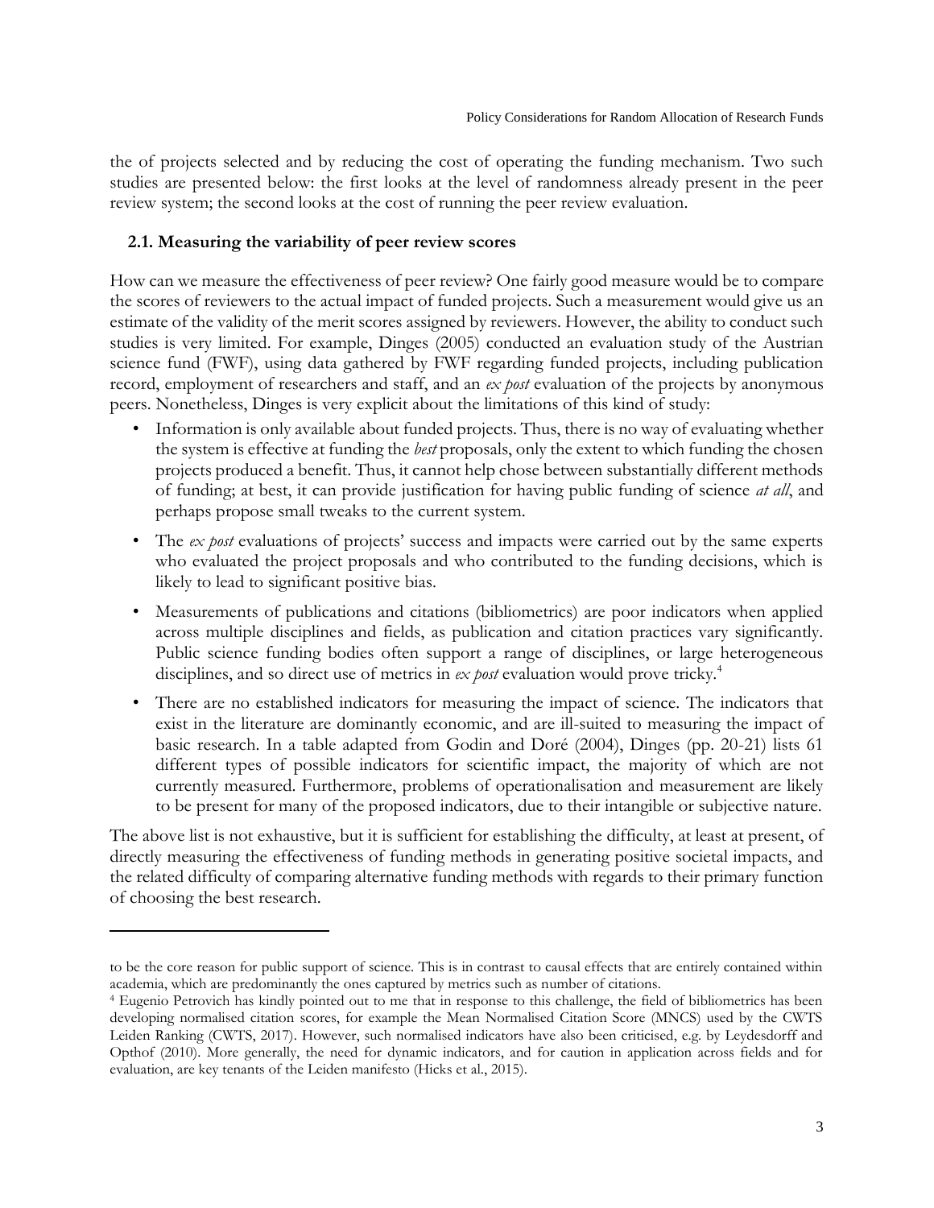the of projects selected and by reducing the cost of operating the funding mechanism. Two such studies are presented below: the first looks at the level of randomness already present in the peer review system; the second looks at the cost of running the peer review evaluation.

### 2.1. Measuring the variability of peer review scores

How can we measure the effectiveness of peer review? One fairly good measure would be to compare the scores of reviewers to the actual impact of funded projects. Such a measurement would give us an estimate of the validity of the merit scores assigned by reviewers. However, the ability to conduct such studies is very limited. For example, Dinges (2005) conducted an evaluation study of the Austrian science fund (FWF), using data gathered by FWF regarding funded projects, including publication record, employment of researchers and staff, and an *ex post* evaluation of the projects by anonymous peers. Nonetheless, Dinges is very explicit about the limitations of this kind of study:

- Information is only available about funded projects. Thus, there is no way of evaluating whether the system is effective at funding the *best* proposals, only the extent to which funding the chosen projects produced a benefit. Thus, it cannot help chose between substantially different methods of funding; at best, it can provide justification for having public funding of science *at all*, and perhaps propose small tweaks to the current system.
- The *ex post* evaluations of projects' success and impacts were carried out by the same experts who evaluated the project proposals and who contributed to the funding decisions, which is likely to lead to significant positive bias.
- Measurements of publications and citations (bibliometrics) are poor indicators when applied across multiple disciplines and fields, as publication and citation practices vary significantly. Public science funding bodies often support a range of disciplines, or large heterogeneous disciplines, and so direct use of metrics in *ex post* evaluation would prove tricky.[4]
- There are no established indicators for measuring the impact of science. The indicators that exist in the literature are dominantly economic, and are ill-suited to measuring the impact of basic research. In a table adapted from Godin and Doré (2004), Dinges (pp. 20-21) lists 61 different types of possible indicators for scientific impact, the majority of which are not currently measured. Furthermore, problems of operationalisation and measurement are likely to be present for many of the proposed indicators, due to their intangible or subjective nature.

The above list is not exhaustive, but it is sufficient for establishing the difficulty, at least at present, of directly measuring the effectiveness of funding methods in generating positive societal impacts, and the related difficulty of comparing alternative funding methods with regards to their primary function of choosing the best research.

---

to be the core reason for public support of science. This is in contrast to causal effects that are entirely contained within academia, which are predominantly the ones captured by metrics such as number of citations.

[4] Eugenio Petrovich has kindly pointed out to me that in response to this challenge, the field of bibliometrics has been developing normalised citation scores, for example the Mean Normalised Citation Score (MNCS) used by the CWTS Leiden Ranking (CWTS, 2017). However, such normalised indicators have also been criticised, e.g. by Leydesdorff and Opthof (2010). More generally, the need for dynamic indicators, and for caution in application across fields and for evaluation, are key tenants of the Leiden manifesto (Hicks et al., 2015).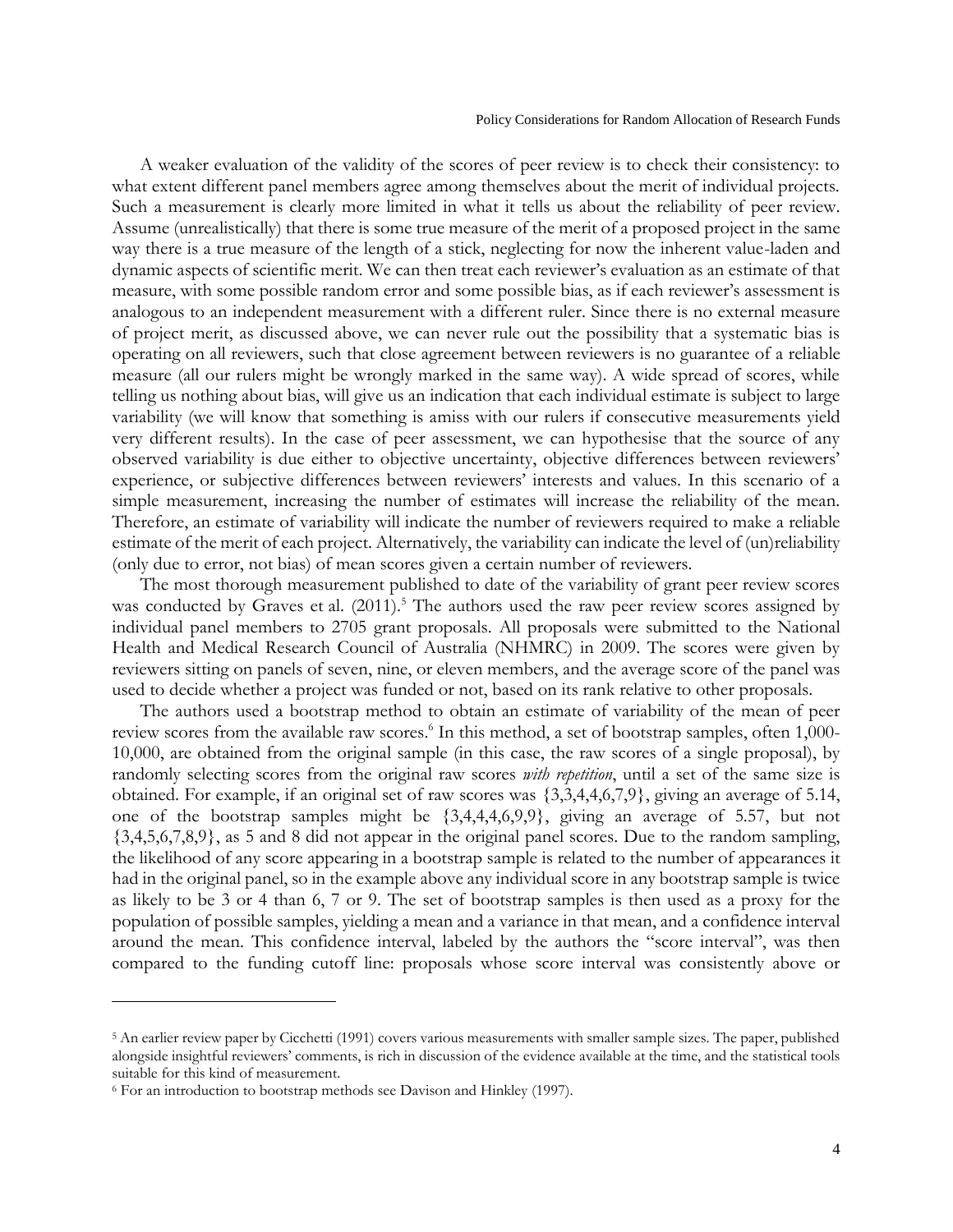A weaker evaluation of the validity of the scores of peer review is to check their consistency: to what extent different panel members agree among themselves about the merit of individual projects. Such a measurement is clearly more limited in what it tells us about the reliability of peer review. Assume (unrealistically) that there is some true measure of the merit of a proposed project in the same way there is a true measure of the length of a stick, neglecting for now the inherent value-laden and dynamic aspects of scientific merit. We can then treat each reviewer's evaluation as an estimate of that measure, with some possible random error and some possible bias, as if each reviewer's assessment is analogous to an independent measurement with a different ruler. Since there is no external measure of project merit, as discussed above, we can never rule out the possibility that a systematic bias is operating on all reviewers, such that close agreement between reviewers is no guarantee of a reliable measure (all our rulers might be wrongly marked in the same way). A wide spread of scores, while telling us nothing about bias, will give us an indication that each individual estimate is subject to large variability (we will know that something is amiss with our rulers if consecutive measurements yield very different results). In the case of peer assessment, we can hypothesise that the source of any observed variability is due either to objective uncertainty, objective differences between reviewers' experience, or subjective differences between reviewers' interests and values. In this scenario of a simple measurement, increasing the number of estimates will increase the reliability of the mean. Therefore, an estimate of variability will indicate the number of reviewers required to make a reliable estimate of the merit of each project. Alternatively, the variability can indicate the level of (un)reliability (only due to error, not bias) of mean scores given a certain number of reviewers.

The most thorough measurement published to date of the variability of grant peer review scores was conducted by Graves et al. (2011).[5] The authors used the raw peer review scores assigned by individual panel members to 2705 grant proposals. All proposals were submitted to the National Health and Medical Research Council of Australia (NHMRC) in 2009. The scores were given by reviewers sitting on panels of seven, nine, or eleven members, and the average score of the panel was used to decide whether a project was funded or not, based on its rank relative to other proposals.

The authors used a bootstrap method to obtain an estimate of variability of the mean of peer review scores from the available raw scores.[6] In this method, a set of bootstrap samples, often 1,000-10,000, are obtained from the original sample (in this case, the raw scores of a single proposal), by randomly selecting scores from the original raw scores *with repetition*, until a set of the same size is obtained. For example, if an original set of raw scores was {3,3,4,4,6,7,9}, giving an average of 5.14, one of the bootstrap samples might be {3,4,4,4,6,9,9}, giving an average of 5.57, but not {3,4,5,6,7,8,9}, as 5 and 8 did not appear in the original panel scores. Due to the random sampling, the likelihood of any score appearing in a bootstrap sample is related to the number of appearances it had in the original panel, so in the example above any individual score in any bootstrap sample is twice as likely to be 3 or 4 than 6, 7 or 9. The set of bootstrap samples is then used as a proxy for the population of possible samples, yielding a mean and a variance in that mean, and a confidence interval around the mean. This confidence interval, labeled by the authors the "score interval", was then compared to the funding cutoff line: proposals whose score interval was consistently above or

---

[5] An earlier review paper by Cicchetti (1991) covers various measurements with smaller sample sizes. The paper, published alongside insightful reviewers' comments, is rich in discussion of the evidence available at the time, and the statistical tools suitable for this kind of measurement.

[6] For an introduction to bootstrap methods see Davison and Hinkley (1997).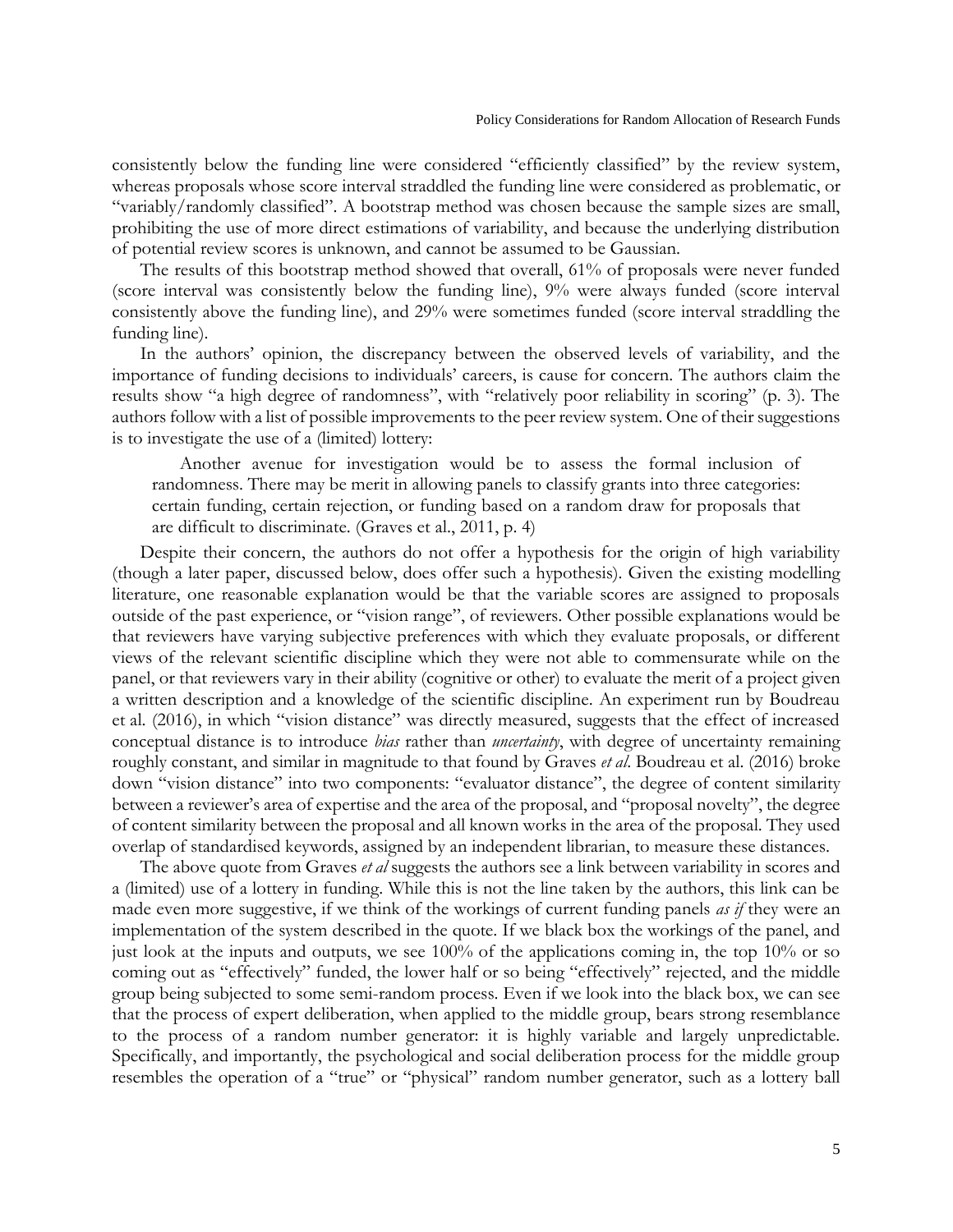consistently below the funding line were considered "efficiently classified" by the review system, whereas proposals whose score interval straddled the funding line were considered as problematic, or "variably/randomly classified". A bootstrap method was chosen because the sample sizes are small, prohibiting the use of more direct estimations of variability, and because the underlying distribution of potential review scores is unknown, and cannot be assumed to be Gaussian.

The results of this bootstrap method showed that overall, 61% of proposals were never funded (score interval was consistently below the funding line), 9% were always funded (score interval consistently above the funding line), and 29% were sometimes funded (score interval straddling the funding line).

In the authors' opinion, the discrepancy between the observed levels of variability, and the importance of funding decisions to individuals' careers, is cause for concern. The authors claim the results show "a high degree of randomness", with "relatively poor reliability in scoring" (p. 3). The authors follow with a list of possible improvements to the peer review system. One of their suggestions is to investigate the use of a (limited) lottery:

> Another avenue for investigation would be to assess the formal inclusion of randomness. There may be merit in allowing panels to classify grants into three categories: certain funding, certain rejection, or funding based on a random draw for proposals that are difficult to discriminate. (Graves et al., 2011, p. 4)

Despite their concern, the authors do not offer a hypothesis for the origin of high variability (though a later paper, discussed below, does offer such a hypothesis). Given the existing modelling literature, one reasonable explanation would be that the variable scores are assigned to proposals outside of the past experience, or "vision range", of reviewers. Other possible explanations would be that reviewers have varying subjective preferences with which they evaluate proposals, or different views of the relevant scientific discipline which they were not able to commensurate while on the panel, or that reviewers vary in their ability (cognitive or other) to evaluate the merit of a project given a written description and a knowledge of the scientific discipline. An experiment run by Boudreau et al. (2016), in which "vision distance" was directly measured, suggests that the effect of increased conceptual distance is to introduce *bias* rather than *uncertainty*, with degree of uncertainty remaining roughly constant, and similar in magnitude to that found by Graves *et al*. Boudreau et al. (2016) broke down "vision distance" into two components: "evaluator distance", the degree of content similarity between a reviewer's area of expertise and the area of the proposal, and "proposal novelty", the degree of content similarity between the proposal and all known works in the area of the proposal. They used overlap of standardised keywords, assigned by an independent librarian, to measure these distances.

The above quote from Graves *et al* suggests the authors see a link between variability in scores and a (limited) use of a lottery in funding. While this is not the line taken by the authors, this link can be made even more suggestive, if we think of the workings of current funding panels *as if* they were an implementation of the system described in the quote. If we black box the workings of the panel, and just look at the inputs and outputs, we see 100% of the applications coming in, the top 10% or so coming out as "effectively" funded, the lower half or so being "effectively" rejected, and the middle group being subjected to some semi-random process. Even if we look into the black box, we can see that the process of expert deliberation, when applied to the middle group, bears strong resemblance to the process of a random number generator: it is highly variable and largely unpredictable. Specifically, and importantly, the psychological and social deliberation process for the middle group resembles the operation of a "true" or "physical" random number generator, such as a lottery ball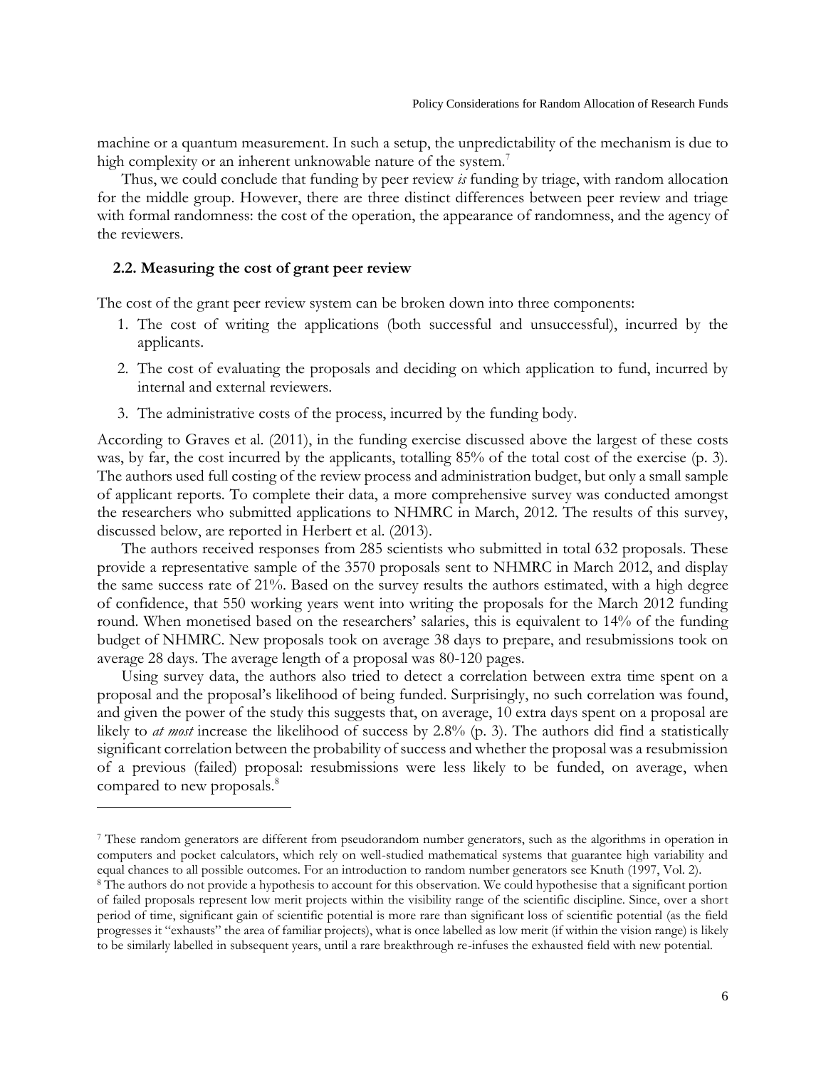machine or a quantum measurement. In such a setup, the unpredictability of the mechanism is due to high complexity or an inherent unknowable nature of the system.[7]

Thus, we could conclude that funding by peer review *is* funding by triage, with random allocation for the middle group. However, there are three distinct differences between peer review and triage with formal randomness: the cost of the operation, the appearance of randomness, and the agency of the reviewers.

### 2.2. Measuring the cost of grant peer review

The cost of the grant peer review system can be broken down into three components:

1. The cost of writing the applications (both successful and unsuccessful), incurred by the applicants.
2. The cost of evaluating the proposals and deciding on which application to fund, incurred by internal and external reviewers.
3. The administrative costs of the process, incurred by the funding body.

According to Graves et al. (2011), in the funding exercise discussed above the largest of these costs was, by far, the cost incurred by the applicants, totalling 85% of the total cost of the exercise (p. 3). The authors used full costing of the review process and administration budget, but only a small sample of applicant reports. To complete their data, a more comprehensive survey was conducted amongst the researchers who submitted applications to NHMRC in March, 2012. The results of this survey, discussed below, are reported in Herbert et al. (2013).

The authors received responses from 285 scientists who submitted in total 632 proposals. These provide a representative sample of the 3570 proposals sent to NHMRC in March 2012, and display the same success rate of 21%. Based on the survey results the authors estimated, with a high degree of confidence, that 550 working years went into writing the proposals for the March 2012 funding round. When monetised based on the researchers' salaries, this is equivalent to 14% of the funding budget of NHMRC. New proposals took on average 38 days to prepare, and resubmissions took on average 28 days. The average length of a proposal was 80-120 pages.

Using survey data, the authors also tried to detect a correlation between extra time spent on a proposal and the proposal's likelihood of being funded. Surprisingly, no such correlation was found, and given the power of the study this suggests that, on average, 10 extra days spent on a proposal are likely to *at most* increase the likelihood of success by 2.8% (p. 3). The authors did find a statistically significant correlation between the probability of success and whether the proposal was a resubmission of a previous (failed) proposal: resubmissions were less likely to be funded, on average, when compared to new proposals.[8]

---

[7] These random generators are different from pseudorandom number generators, such as the algorithms in operation in computers and pocket calculators, which rely on well-studied mathematical systems that guarantee high variability and equal chances to all possible outcomes. For an introduction to random number generators see Knuth (1997, Vol. 2).

[8] The authors do not provide a hypothesis to account for this observation. We could hypothesise that a significant portion of failed proposals represent low merit projects within the visibility range of the scientific discipline. Since, over a short period of time, significant gain of scientific potential is more rare than significant loss of scientific potential (as the field progresses it "exhausts" the area of familiar projects), what is once labelled as low merit (if within the vision range) is likely to be similarly labelled in subsequent years, until a rare breakthrough re-infuses the exhausted field with new potential.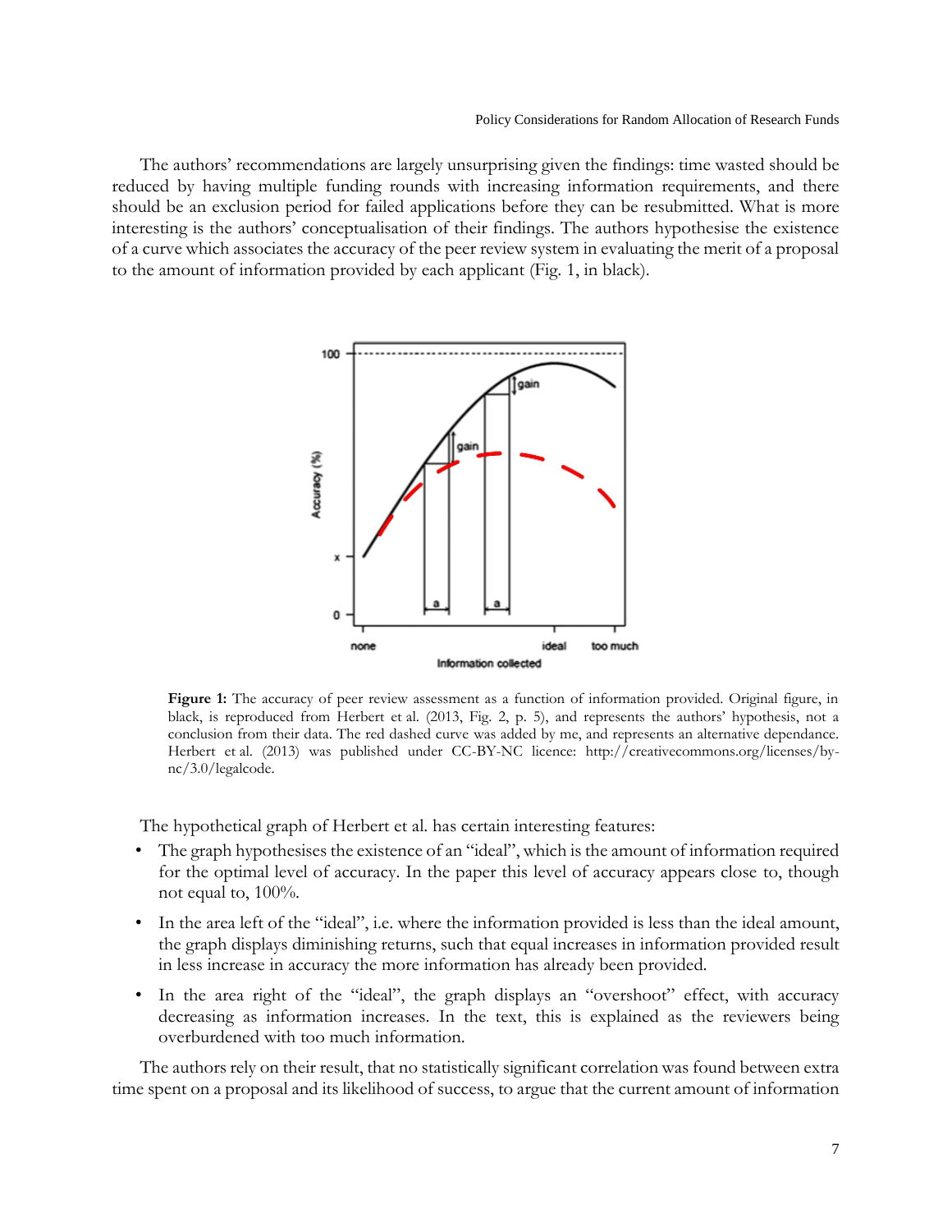The authors' recommendations are largely unsurprising given the findings: time wasted should be reduced by having multiple funding rounds with increasing information requirements, and there should be an exclusion period for failed applications before they can be resubmitted. What is more interesting is the authors' conceptualisation of their findings. The authors hypothesise the existence of a curve which associates the accuracy of the peer review system in evaluating the merit of a proposal to the amount of information provided by each applicant (Fig. 1, in black).

**Figure 1:** The accuracy of peer review assessment as a function of information provided. Original figure, in black, is reproduced from Herbert et al. (2013, Fig. 2, p. 5), and represents the authors' hypothesis, not a conclusion from their data. The red dashed curve was added by me, and represents an alternative dependance. Herbert et al. (2013) was published under CC-BY-NC licence: http://creativecommons.org/licenses/by-nc/3.0/legalcode.

The hypothetical graph of Herbert et al. has certain interesting features:

- The graph hypothesises the existence of an "ideal", which is the amount of information required for the optimal level of accuracy. In the paper this level of accuracy appears close to, though not equal to, 100%.
- In the area left of the "ideal", i.e. where the information provided is less than the ideal amount, the graph displays diminishing returns, such that equal increases in information provided result in less increase in accuracy the more information has already been provided.
- In the area right of the "ideal", the graph displays an "overshoot" effect, with accuracy decreasing as information increases. In the text, this is explained as the reviewers being overburdened with too much information.

The authors rely on their result, that no statistically significant correlation was found between extra time spent on a proposal and its likelihood of success, to argue that the current amount of information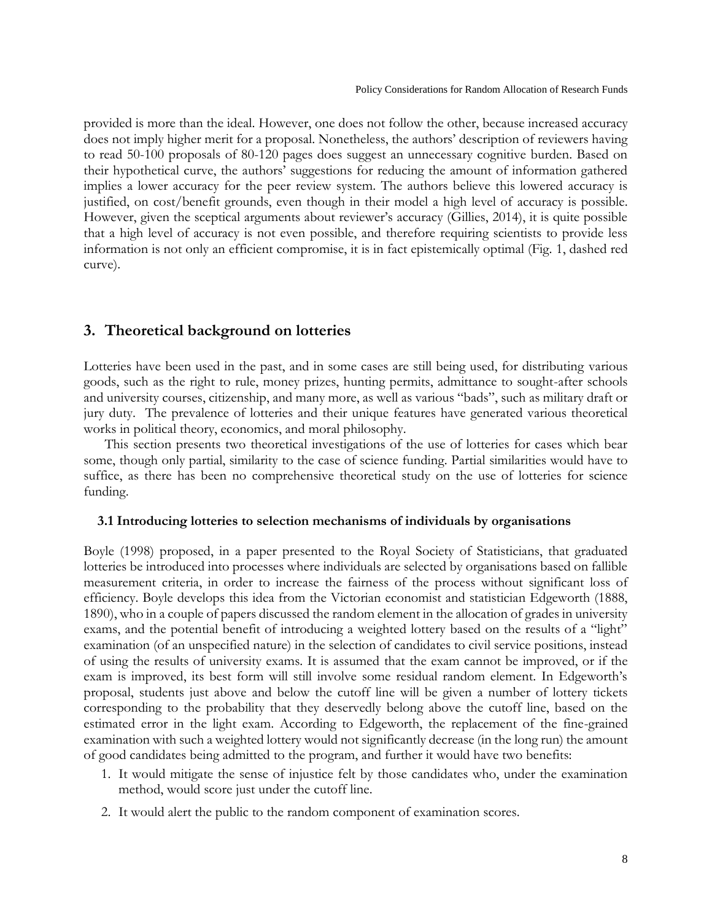provided is more than the ideal. However, one does not follow the other, because increased accuracy does not imply higher merit for a proposal. Nonetheless, the authors' description of reviewers having to read 50-100 proposals of 80-120 pages does suggest an unnecessary cognitive burden. Based on their hypothetical curve, the authors' suggestions for reducing the amount of information gathered implies a lower accuracy for the peer review system. The authors believe this lowered accuracy is justified, on cost/benefit grounds, even though in their model a high level of accuracy is possible. However, given the sceptical arguments about reviewer's accuracy (Gillies, 2014), it is quite possible that a high level of accuracy is not even possible, and therefore requiring scientists to provide less information is not only an efficient compromise, it is in fact epistemically optimal (Fig. 1, dashed red curve).

## 3. Theoretical background on lotteries

Lotteries have been used in the past, and in some cases are still being used, for distributing various goods, such as the right to rule, money prizes, hunting permits, admittance to sought-after schools and university courses, citizenship, and many more, as well as various "bads", such as military draft or jury duty. The prevalence of lotteries and their unique features have generated various theoretical works in political theory, economics, and moral philosophy.

This section presents two theoretical investigations of the use of lotteries for cases which bear some, though only partial, similarity to the case of science funding. Partial similarities would have to suffice, as there has been no comprehensive theoretical study on the use of lotteries for science funding.

### 3.1 Introducing lotteries to selection mechanisms of individuals by organisations

Boyle (1998) proposed, in a paper presented to the Royal Society of Statisticians, that graduated lotteries be introduced into processes where individuals are selected by organisations based on fallible measurement criteria, in order to increase the fairness of the process without significant loss of efficiency. Boyle develops this idea from the Victorian economist and statistician Edgeworth (1888, 1890), who in a couple of papers discussed the random element in the allocation of grades in university exams, and the potential benefit of introducing a weighted lottery based on the results of a "light" examination (of an unspecified nature) in the selection of candidates to civil service positions, instead of using the results of university exams. It is assumed that the exam cannot be improved, or if the exam is improved, its best form will still involve some residual random element. In Edgeworth's proposal, students just above and below the cutoff line will be given a number of lottery tickets corresponding to the probability that they deservedly belong above the cutoff line, based on the estimated error in the light exam. According to Edgeworth, the replacement of the fine-grained examination with such a weighted lottery would not significantly decrease (in the long run) the amount of good candidates being admitted to the program, and further it would have two benefits:

1. It would mitigate the sense of injustice felt by those candidates who, under the examination method, would score just under the cutoff line.
2. It would alert the public to the random component of examination scores.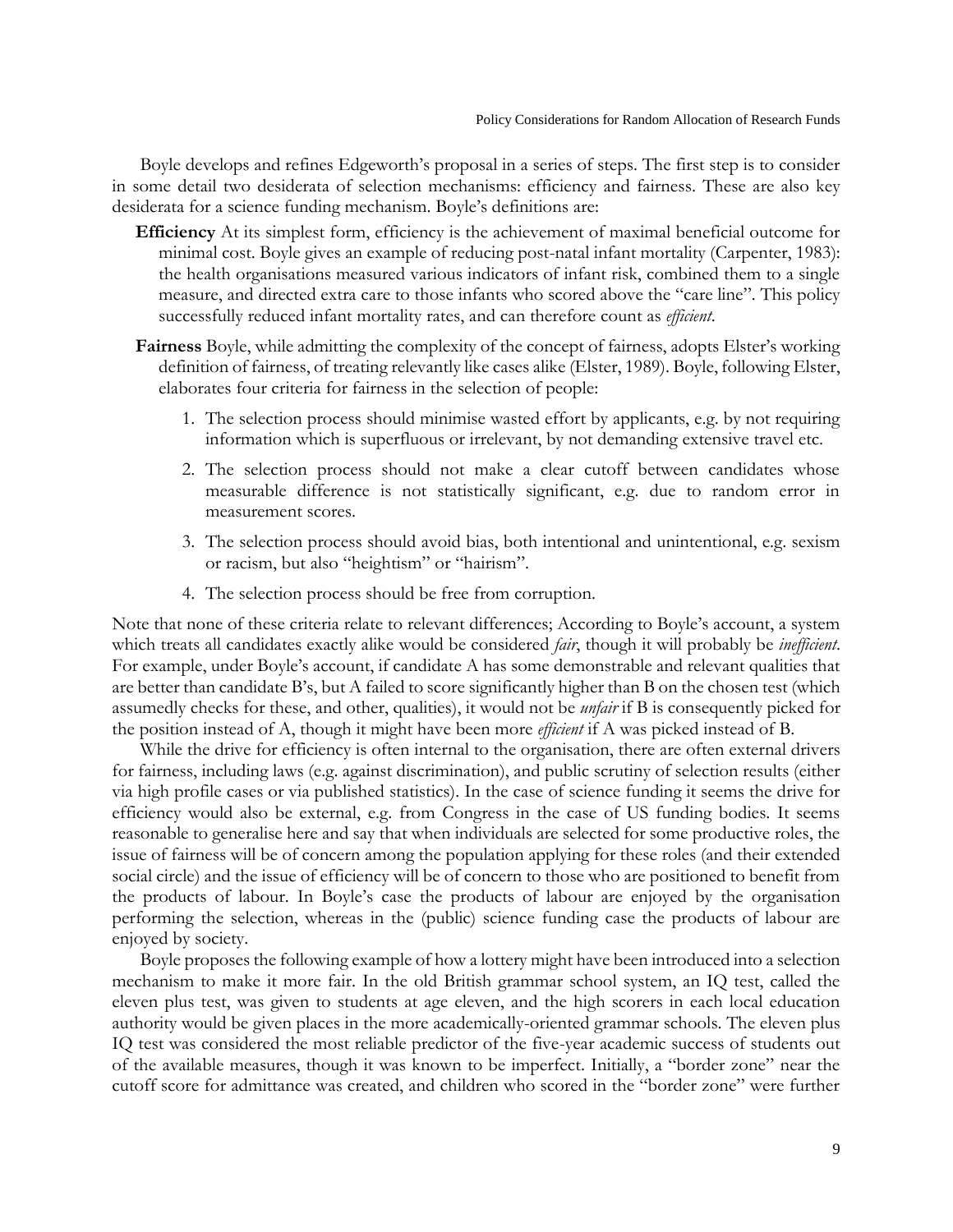Boyle develops and refines Edgeworth's proposal in a series of steps. The first step is to consider in some detail two desiderata of selection mechanisms: efficiency and fairness. These are also key desiderata for a science funding mechanism. Boyle's definitions are:

**Efficiency** At its simplest form, efficiency is the achievement of maximal beneficial outcome for minimal cost. Boyle gives an example of reducing post-natal infant mortality (Carpenter, 1983): the health organisations measured various indicators of infant risk, combined them to a single measure, and directed extra care to those infants who scored above the "care line". This policy successfully reduced infant mortality rates, and can therefore count as *efficient*.

**Fairness** Boyle, while admitting the complexity of the concept of fairness, adopts Elster's working definition of fairness, of treating relevantly like cases alike (Elster, 1989). Boyle, following Elster, elaborates four criteria for fairness in the selection of people:

1. The selection process should minimise wasted effort by applicants, e.g. by not requiring information which is superfluous or irrelevant, by not demanding extensive travel etc.
2. The selection process should not make a clear cutoff between candidates whose measurable difference is not statistically significant, e.g. due to random error in measurement scores.
3. The selection process should avoid bias, both intentional and unintentional, e.g. sexism or racism, but also "heightism" or "hairism".
4. The selection process should be free from corruption.

Note that none of these criteria relate to relevant differences; According to Boyle's account, a system which treats all candidates exactly alike would be considered *fair*, though it will probably be *inefficient*. For example, under Boyle's account, if candidate A has some demonstrable and relevant qualities that are better than candidate B's, but A failed to score significantly higher than B on the chosen test (which assumedly checks for these, and other, qualities), it would not be *unfair* if B is consequently picked for the position instead of A, though it might have been more *efficient* if A was picked instead of B.

While the drive for efficiency is often internal to the organisation, there are often external drivers for fairness, including laws (e.g. against discrimination), and public scrutiny of selection results (either via high profile cases or via published statistics). In the case of science funding it seems the drive for efficiency would also be external, e.g. from Congress in the case of US funding bodies. It seems reasonable to generalise here and say that when individuals are selected for some productive roles, the issue of fairness will be of concern among the population applying for these roles (and their extended social circle) and the issue of efficiency will be of concern to those who are positioned to benefit from the products of labour. In Boyle's case the products of labour are enjoyed by the organisation performing the selection, whereas in the (public) science funding case the products of labour are enjoyed by society.

Boyle proposes the following example of how a lottery might have been introduced into a selection mechanism to make it more fair. In the old British grammar school system, an IQ test, called the eleven plus test, was given to students at age eleven, and the high scorers in each local education authority would be given places in the more academically-oriented grammar schools. The eleven plus IQ test was considered the most reliable predictor of the five-year academic success of students out of the available measures, though it was known to be imperfect. Initially, a "border zone" near the cutoff score for admittance was created, and children who scored in the "border zone" were further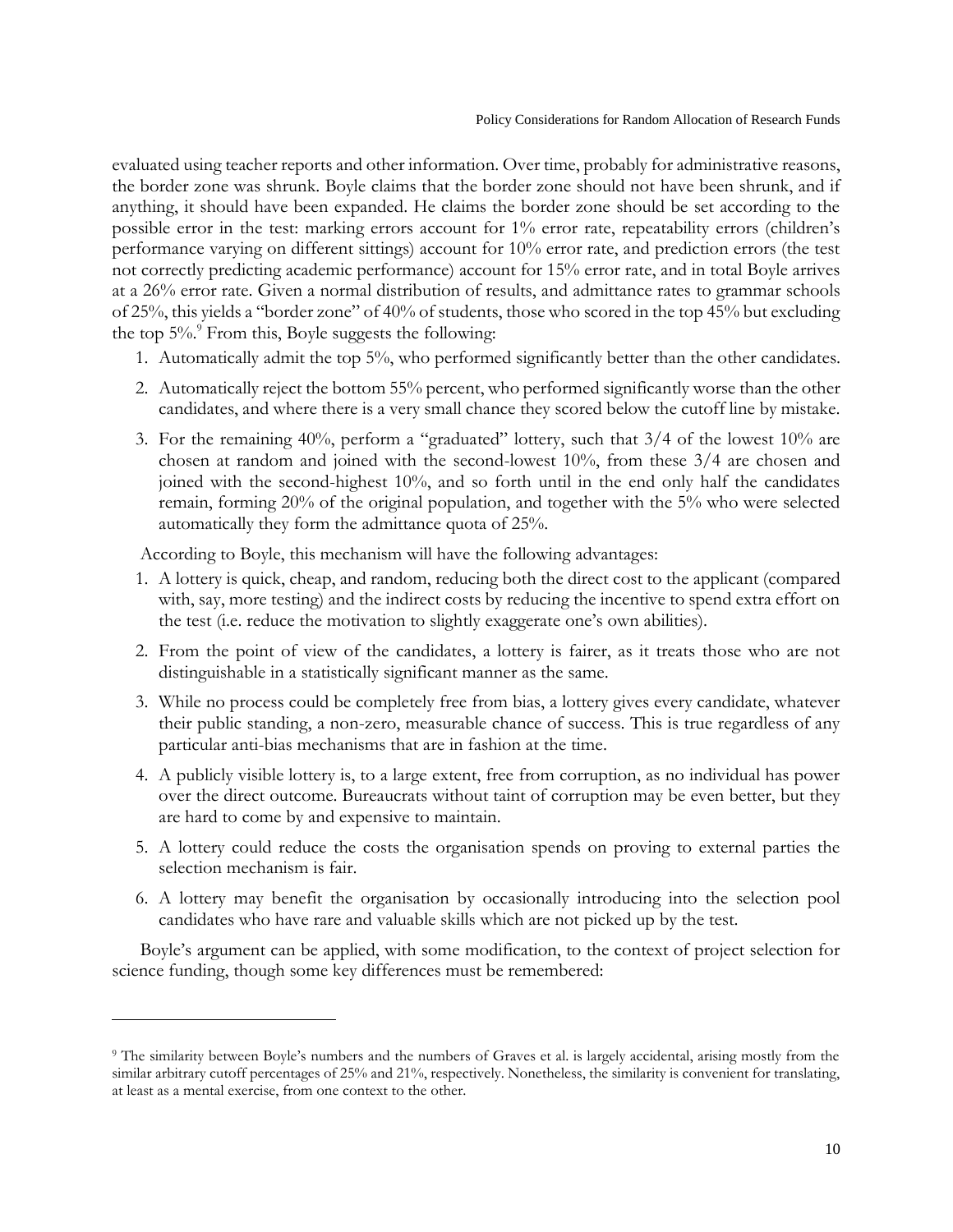evaluated using teacher reports and other information. Over time, probably for administrative reasons, the border zone was shrunk. Boyle claims that the border zone should not have been shrunk, and if anything, it should have been expanded. He claims the border zone should be set according to the possible error in the test: marking errors account for 1% error rate, repeatability errors (children's performance varying on different sittings) account for 10% error rate, and prediction errors (the test not correctly predicting academic performance) account for 15% error rate, and in total Boyle arrives at a 26% error rate. Given a normal distribution of results, and admittance rates to grammar schools of 25%, this yields a "border zone" of 40% of students, those who scored in the top 45% but excluding the top 5%.[9] From this, Boyle suggests the following:

1. Automatically admit the top 5%, who performed significantly better than the other candidates.
2. Automatically reject the bottom 55% percent, who performed significantly worse than the other candidates, and where there is a very small chance they scored below the cutoff line by mistake.
3. For the remaining 40%, perform a "graduated" lottery, such that 3/4 of the lowest 10% are chosen at random and joined with the second-lowest 10%, from these 3/4 are chosen and joined with the second-highest 10%, and so forth until in the end only half the candidates remain, forming 20% of the original population, and together with the 5% who were selected automatically they form the admittance quota of 25%.

According to Boyle, this mechanism will have the following advantages:

1. A lottery is quick, cheap, and random, reducing both the direct cost to the applicant (compared with, say, more testing) and the indirect costs by reducing the incentive to spend extra effort on the test (i.e. reduce the motivation to slightly exaggerate one's own abilities).
2. From the point of view of the candidates, a lottery is fairer, as it treats those who are not distinguishable in a statistically significant manner as the same.
3. While no process could be completely free from bias, a lottery gives every candidate, whatever their public standing, a non-zero, measurable chance of success. This is true regardless of any particular anti-bias mechanisms that are in fashion at the time.
4. A publicly visible lottery is, to a large extent, free from corruption, as no individual has power over the direct outcome. Bureaucrats without taint of corruption may be even better, but they are hard to come by and expensive to maintain.
5. A lottery could reduce the costs the organisation spends on proving to external parties the selection mechanism is fair.
6. A lottery may benefit the organisation by occasionally introducing into the selection pool candidates who have rare and valuable skills which are not picked up by the test.

Boyle's argument can be applied, with some modification, to the context of project selection for science funding, though some key differences must be remembered:

---

[9] The similarity between Boyle's numbers and the numbers of Graves et al. is largely accidental, arising mostly from the similar arbitrary cutoff percentages of 25% and 21%, respectively. Nonetheless, the similarity is convenient for translating, at least as a mental exercise, from one context to the other.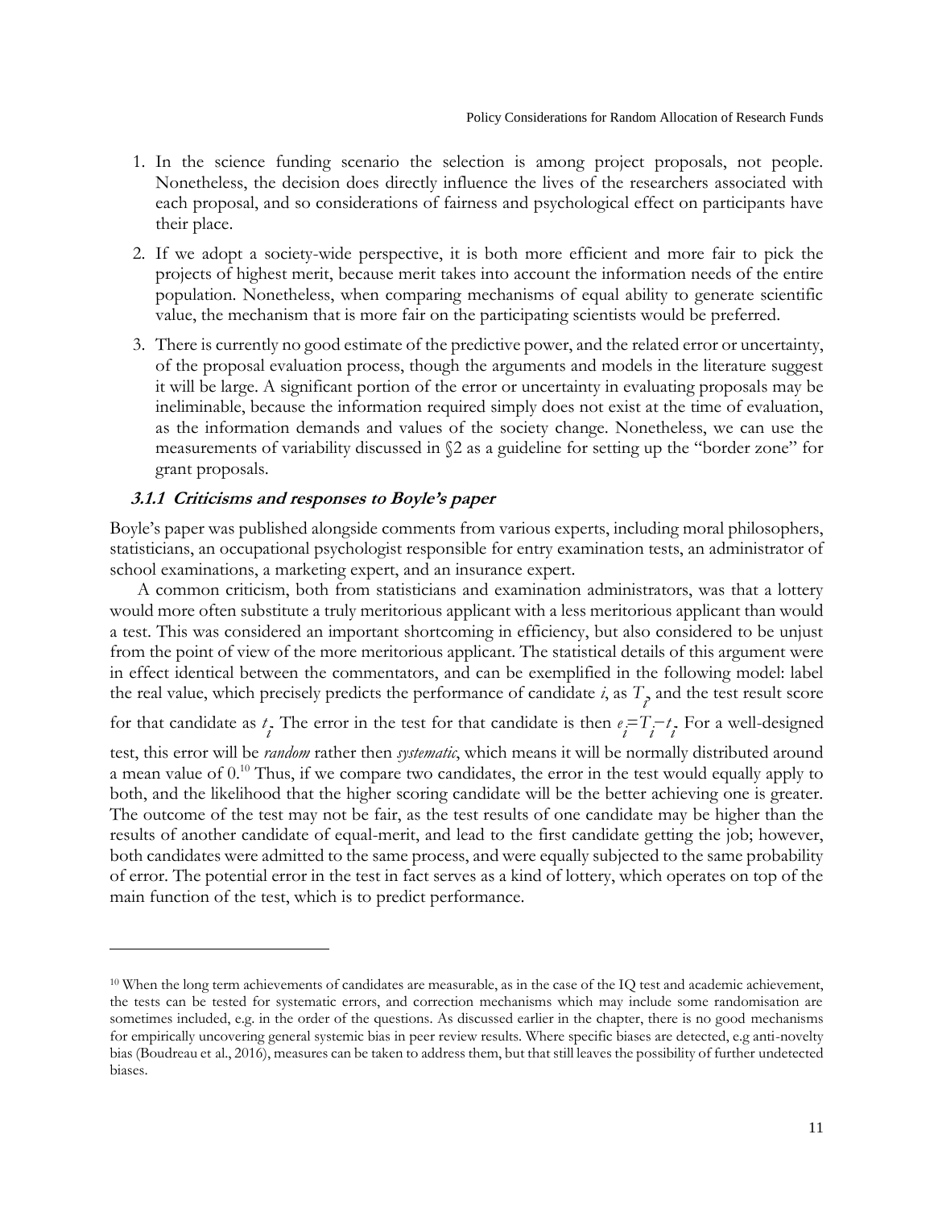1. In the science funding scenario the selection is among project proposals, not people. Nonetheless, the decision does directly influence the lives of the researchers associated with each proposal, and so considerations of fairness and psychological effect on participants have their place.
2. If we adopt a society-wide perspective, it is both more efficient and more fair to pick the projects of highest merit, because merit takes into account the information needs of the entire population. Nonetheless, when comparing mechanisms of equal ability to generate scientific value, the mechanism that is more fair on the participating scientists would be preferred.
3. There is currently no good estimate of the predictive power, and the related error or uncertainty, of the proposal evaluation process, though the arguments and models in the literature suggest it will be large. A significant portion of the error or uncertainty in evaluating proposals may be ineliminable, because the information required simply does not exist at the time of evaluation, as the information demands and values of the society change. Nonetheless, we can use the measurements of variability discussed in §2 as a guideline for setting up the "border zone" for grant proposals.

#### *3.1.1 Criticisms and responses to Boyle's paper*

Boyle's paper was published alongside comments from various experts, including moral philosophers, statisticians, an occupational psychologist responsible for entry examination tests, an administrator of school examinations, a marketing expert, and an insurance expert.

A common criticism, both from statisticians and examination administrators, was that a lottery would more often substitute a truly meritorious applicant with a less meritorious applicant than would a test. This was considered an important shortcoming in efficiency, but also considered to be unjust from the point of view of the more meritorious applicant. The statistical details of this argument were in effect identical between the commentators, and can be exemplified in the following model: label the real value, which precisely predicts the performance of candidate *i*, as $T_i$, and the test result score for that candidate as $t_i$. The error in the test for that candidate is then $e_i = T_i - t_i$. For a well-designed test, this error will be *random* rather then *systematic*, which means it will be normally distributed around a mean value of 0.[10] Thus, if we compare two candidates, the error in the test would equally apply to both, and the likelihood that the higher scoring candidate will be the better achieving one is greater. The outcome of the test may not be fair, as the test results of one candidate may be higher than the results of another candidate of equal-merit, and lead to the first candidate getting the job; however, both candidates were admitted to the same process, and were equally subjected to the same probability of error. The potential error in the test in fact serves as a kind of lottery, which operates on top of the main function of the test, which is to predict performance.

[10] When the long term achievements of candidates are measurable, as in the case of the IQ test and academic achievement, the tests can be tested for systematic errors, and correction mechanisms which may include some randomisation are sometimes included, e.g. in the order of the questions. As discussed earlier in the chapter, there is no good mechanisms for empirically uncovering general systemic bias in peer review results. Where specific biases are detected, e.g anti-novelty bias (Boudreau et al., 2016), measures can be taken to address them, but that still leaves the possibility of further undetected biases.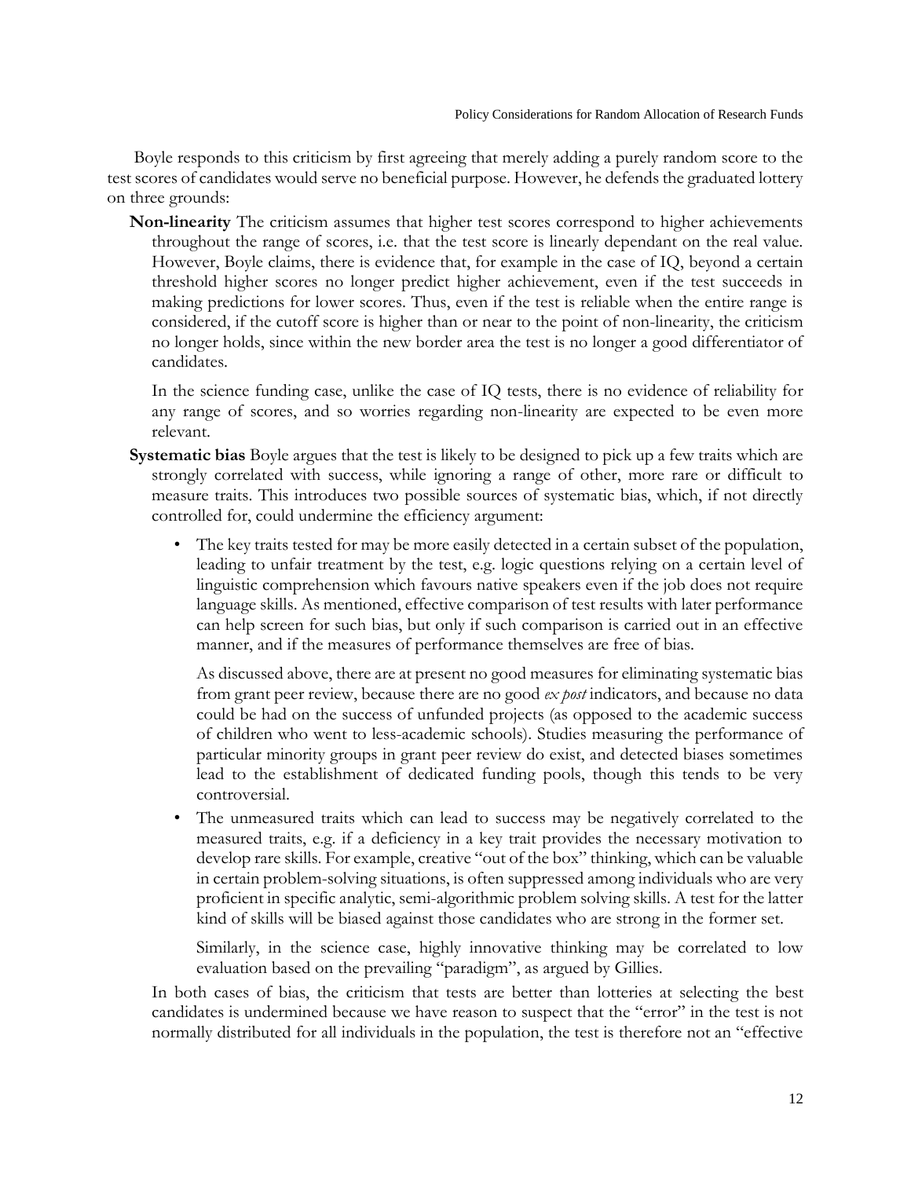Boyle responds to this criticism by first agreeing that merely adding a purely random score to the test scores of candidates would serve no beneficial purpose. However, he defends the graduated lottery on three grounds:

**Non-linearity** The criticism assumes that higher test scores correspond to higher achievements throughout the range of scores, i.e. that the test score is linearly dependant on the real value. However, Boyle claims, there is evidence that, for example in the case of IQ, beyond a certain threshold higher scores no longer predict higher achievement, even if the test succeeds in making predictions for lower scores. Thus, even if the test is reliable when the entire range is considered, if the cutoff score is higher than or near to the point of non-linearity, the criticism no longer holds, since within the new border area the test is no longer a good differentiator of candidates.

In the science funding case, unlike the case of IQ tests, there is no evidence of reliability for any range of scores, and so worries regarding non-linearity are expected to be even more relevant.

**Systematic bias** Boyle argues that the test is likely to be designed to pick up a few traits which are strongly correlated with success, while ignoring a range of other, more rare or difficult to measure traits. This introduces two possible sources of systematic bias, which, if not directly controlled for, could undermine the efficiency argument:

- The key traits tested for may be more easily detected in a certain subset of the population, leading to unfair treatment by the test, e.g. logic questions relying on a certain level of linguistic comprehension which favours native speakers even if the job does not require language skills. As mentioned, effective comparison of test results with later performance can help screen for such bias, but only if such comparison is carried out in an effective manner, and if the measures of performance themselves are free of bias.

  As discussed above, there are at present no good measures for eliminating systematic bias from grant peer review, because there are no good *ex post* indicators, and because no data could be had on the success of unfunded projects (as opposed to the academic success of children who went to less-academic schools). Studies measuring the performance of particular minority groups in grant peer review do exist, and detected biases sometimes lead to the establishment of dedicated funding pools, though this tends to be very controversial.

- The unmeasured traits which can lead to success may be negatively correlated to the measured traits, e.g. if a deficiency in a key trait provides the necessary motivation to develop rare skills. For example, creative "out of the box" thinking, which can be valuable in certain problem-solving situations, is often suppressed among individuals who are very proficient in specific analytic, semi-algorithmic problem solving skills. A test for the latter kind of skills will be biased against those candidates who are strong in the former set.

  Similarly, in the science case, highly innovative thinking may be correlated to low evaluation based on the prevailing "paradigm", as argued by Gillies.

In both cases of bias, the criticism that tests are better than lotteries at selecting the best candidates is undermined because we have reason to suspect that the "error" in the test is not normally distributed for all individuals in the population, the test is therefore not an "effective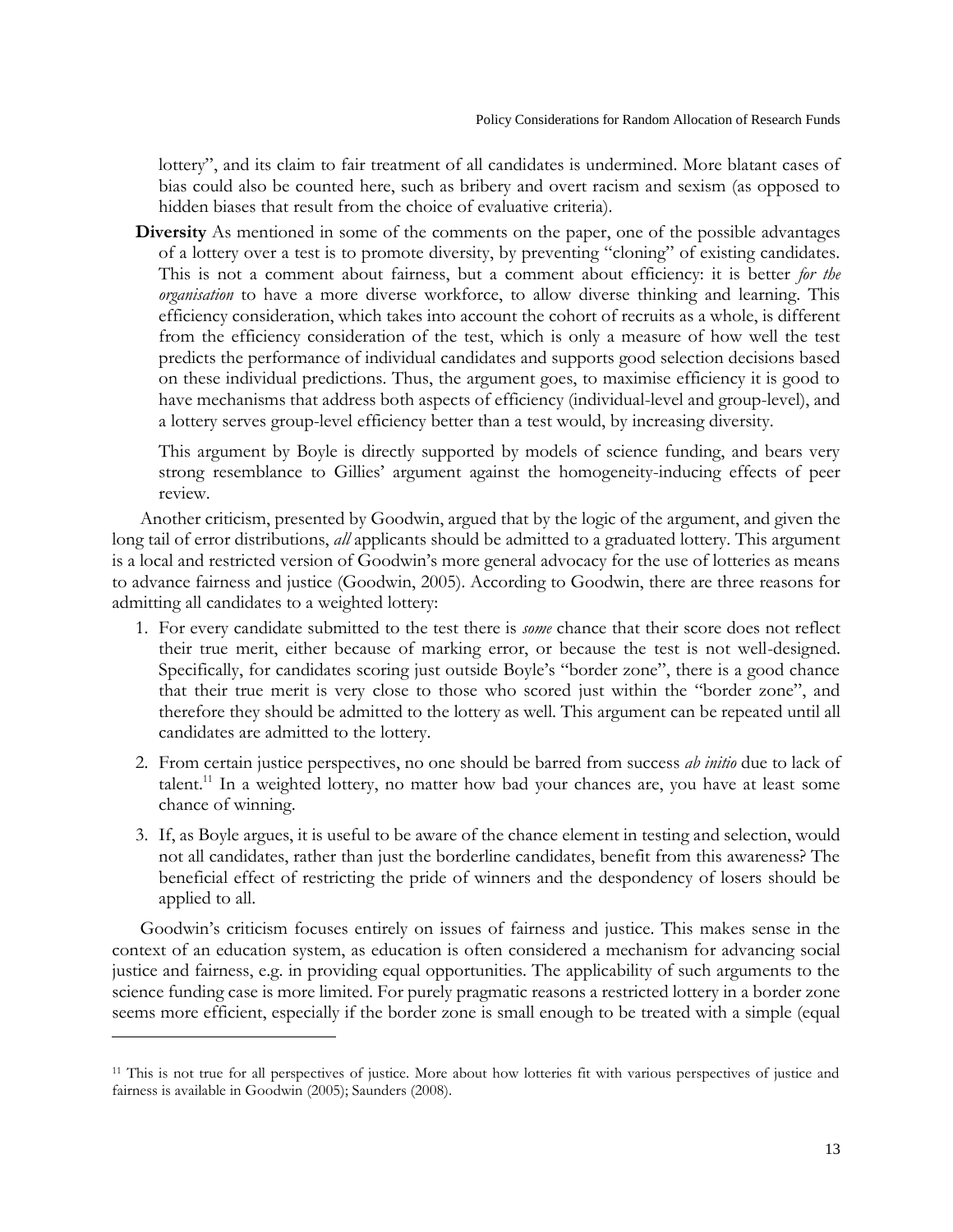lottery", and its claim to fair treatment of all candidates is undermined. More blatant cases of bias could also be counted here, such as bribery and overt racism and sexism (as opposed to hidden biases that result from the choice of evaluative criteria).

**Diversity** As mentioned in some of the comments on the paper, one of the possible advantages of a lottery over a test is to promote diversity, by preventing "cloning" of existing candidates. This is not a comment about fairness, but a comment about efficiency: it is better *for the organisation* to have a more diverse workforce, to allow diverse thinking and learning. This efficiency consideration, which takes into account the cohort of recruits as a whole, is different from the efficiency consideration of the test, which is only a measure of how well the test predicts the performance of individual candidates and supports good selection decisions based on these individual predictions. Thus, the argument goes, to maximise efficiency it is good to have mechanisms that address both aspects of efficiency (individual-level and group-level), and a lottery serves group-level efficiency better than a test would, by increasing diversity.

This argument by Boyle is directly supported by models of science funding, and bears very strong resemblance to Gillies' argument against the homogeneity-inducing effects of peer review.

Another criticism, presented by Goodwin, argued that by the logic of the argument, and given the long tail of error distributions, *all* applicants should be admitted to a graduated lottery. This argument is a local and restricted version of Goodwin's more general advocacy for the use of lotteries as means to advance fairness and justice (Goodwin, 2005). According to Goodwin, there are three reasons for admitting all candidates to a weighted lottery:

1. For every candidate submitted to the test there is *some* chance that their score does not reflect their true merit, either because of marking error, or because the test is not well-designed. Specifically, for candidates scoring just outside Boyle's "border zone", there is a good chance that their true merit is very close to those who scored just within the "border zone", and therefore they should be admitted to the lottery as well. This argument can be repeated until all candidates are admitted to the lottery.
2. From certain justice perspectives, no one should be barred from success *ab initio* due to lack of talent.[11] In a weighted lottery, no matter how bad your chances are, you have at least some chance of winning.
3. If, as Boyle argues, it is useful to be aware of the chance element in testing and selection, would not all candidates, rather than just the borderline candidates, benefit from this awareness? The beneficial effect of restricting the pride of winners and the despondency of losers should be applied to all.

Goodwin's criticism focuses entirely on issues of fairness and justice. This makes sense in the context of an education system, as education is often considered a mechanism for advancing social justice and fairness, e.g. in providing equal opportunities. The applicability of such arguments to the science funding case is more limited. For purely pragmatic reasons a restricted lottery in a border zone seems more efficient, especially if the border zone is small enough to be treated with a simple (equal

[11] This is not true for all perspectives of justice. More about how lotteries fit with various perspectives of justice and fairness is available in Goodwin (2005); Saunders (2008).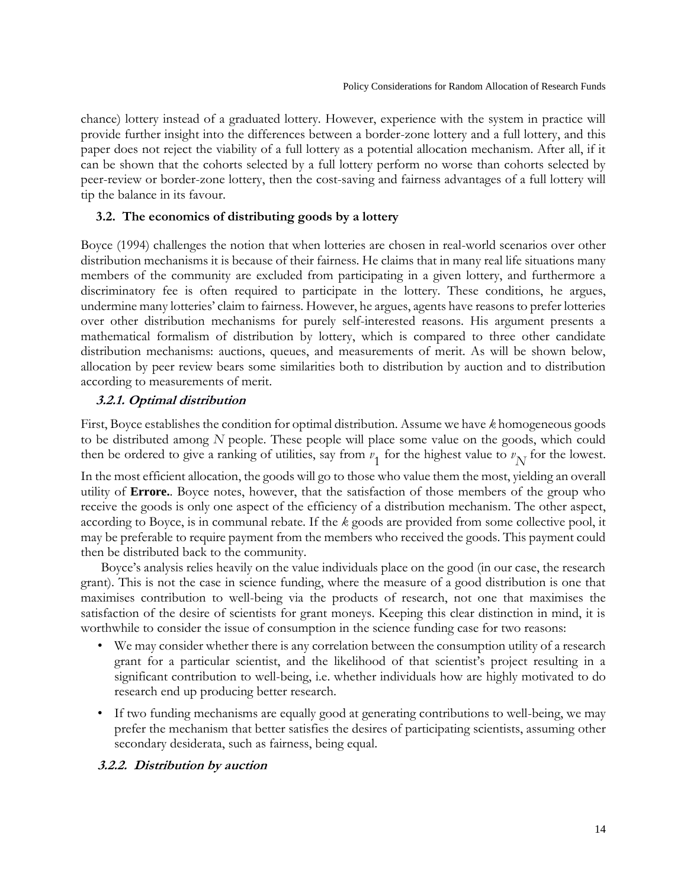chance) lottery instead of a graduated lottery. However, experience with the system in practice will provide further insight into the differences between a border-zone lottery and a full lottery, and this paper does not reject the viability of a full lottery as a potential allocation mechanism. After all, if it can be shown that the cohorts selected by a full lottery perform no worse than cohorts selected by peer-review or border-zone lottery, then the cost-saving and fairness advantages of a full lottery will tip the balance in its favour.

### 3.2. The economics of distributing goods by a lottery

Boyce (1994) challenges the notion that when lotteries are chosen in real-world scenarios over other distribution mechanisms it is because of their fairness. He claims that in many real life situations many members of the community are excluded from participating in a given lottery, and furthermore a discriminatory fee is often required to participate in the lottery. These conditions, he argues, undermine many lotteries' claim to fairness. However, he argues, agents have reasons to prefer lotteries over other distribution mechanisms for purely self-interested reasons. His argument presents a mathematical formalism of distribution by lottery, which is compared to three other candidate distribution mechanisms: auctions, queues, and measurements of merit. As will be shown below, allocation by peer review bears some similarities both to distribution by auction and to distribution according to measurements of merit.

#### *3.2.1. Optimal distribution*

First, Boyce establishes the condition for optimal distribution. Assume we have $k$ homogeneous goods to be distributed among $N$ people. These people will place some value on the goods, which could then be ordered to give a ranking of utilities, say from $v_1$ for the highest value to $v_N$ for the lowest. In the most efficient allocation, the goods will go to those who value them the most, yielding an overall utility of **Errore.**. Boyce notes, however, that the satisfaction of those members of the group who receive the goods is only one aspect of the efficiency of a distribution mechanism. The other aspect, according to Boyce, is in communal rebate. If the $k$ goods are provided from some collective pool, it may be preferable to require payment from the members who received the goods. This payment could then be distributed back to the community.

Boyce's analysis relies heavily on the value individuals place on the good (in our case, the research grant). This is not the case in science funding, where the measure of a good distribution is one that maximises contribution to well-being via the products of research, not one that maximises the satisfaction of the desire of scientists for grant moneys. Keeping this clear distinction in mind, it is worthwhile to consider the issue of consumption in the science funding case for two reasons:

- We may consider whether there is any correlation between the consumption utility of a research grant for a particular scientist, and the likelihood of that scientist's project resulting in a significant contribution to well-being, i.e. whether individuals how are highly motivated to do research end up producing better research.
- If two funding mechanisms are equally good at generating contributions to well-being, we may prefer the mechanism that better satisfies the desires of participating scientists, assuming other secondary desiderata, such as fairness, being equal.

#### *3.2.2. Distribution by auction*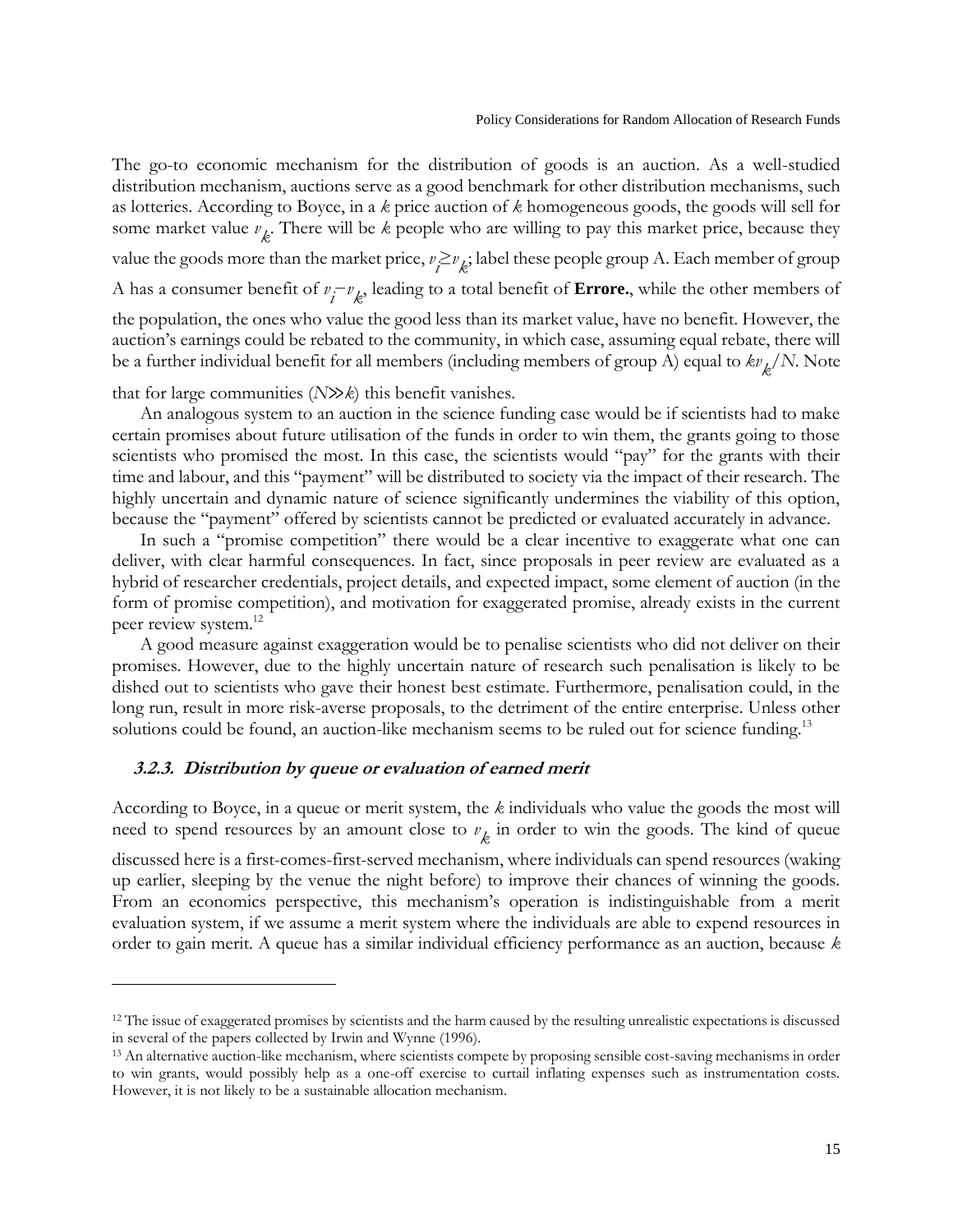The go-to economic mechanism for the distribution of goods is an auction. As a well-studied distribution mechanism, auctions serve as a good benchmark for other distribution mechanisms, such as lotteries. According to Boyce, in a $k$ price auction of $k$ homogeneous goods, the goods will sell for some market value $v_k$. There will be $k$ people who are willing to pay this market price, because they value the goods more than the market price, $v_i \geq v_k$; label these people group A. Each member of group A has a consumer benefit of $v_i - v_k$, leading to a total benefit of **Errore.**, while the other members of the population, the ones who value the good less than its market value, have no benefit. However, the auction's earnings could be rebated to the community, in which case, assuming equal rebate, there will be a further individual benefit for all members (including members of group A) equal to $kv_k/N$. Note that for large communities ($N \gg k$) this benefit vanishes.

An analogous system to an auction in the science funding case would be if scientists had to make certain promises about future utilisation of the funds in order to win them, the grants going to those scientists who promised the most. In this case, the scientists would "pay" for the grants with their time and labour, and this "payment" will be distributed to society via the impact of their research. The highly uncertain and dynamic nature of science significantly undermines the viability of this option, because the "payment" offered by scientists cannot be predicted or evaluated accurately in advance.

In such a "promise competition" there would be a clear incentive to exaggerate what one can deliver, with clear harmful consequences. In fact, since proposals in peer review are evaluated as a hybrid of researcher credentials, project details, and expected impact, some element of auction (in the form of promise competition), and motivation for exaggerated promise, already exists in the current peer review system.[12]

A good measure against exaggeration would be to penalise scientists who did not deliver on their promises. However, due to the highly uncertain nature of research such penalisation is likely to be dished out to scientists who gave their honest best estimate. Furthermore, penalisation could, in the long run, result in more risk-averse proposals, to the detriment of the entire enterprise. Unless other solutions could be found, an auction-like mechanism seems to be ruled out for science funding.[13]

### 3.2.3. *Distribution by queue or evaluation of earned merit*

According to Boyce, in a queue or merit system, the $k$ individuals who value the goods the most will need to spend resources by an amount close to $v_k$ in order to win the goods. The kind of queue discussed here is a first-comes-first-served mechanism, where individuals can spend resources (waking up earlier, sleeping by the venue the night before) to improve their chances of winning the goods. From an economics perspective, this mechanism's operation is indistinguishable from a merit evaluation system, if we assume a merit system where the individuals are able to expend resources in order to gain merit. A queue has a similar individual efficiency performance as an auction, because $k$

---

[12] The issue of exaggerated promises by scientists and the harm caused by the resulting unrealistic expectations is discussed in several of the papers collected by Irwin and Wynne (1996).

[13] An alternative auction-like mechanism, where scientists compete by proposing sensible cost-saving mechanisms in order to win grants, would possibly help as a one-off exercise to curtail inflating expenses such as instrumentation costs. However, it is not likely to be a sustainable allocation mechanism.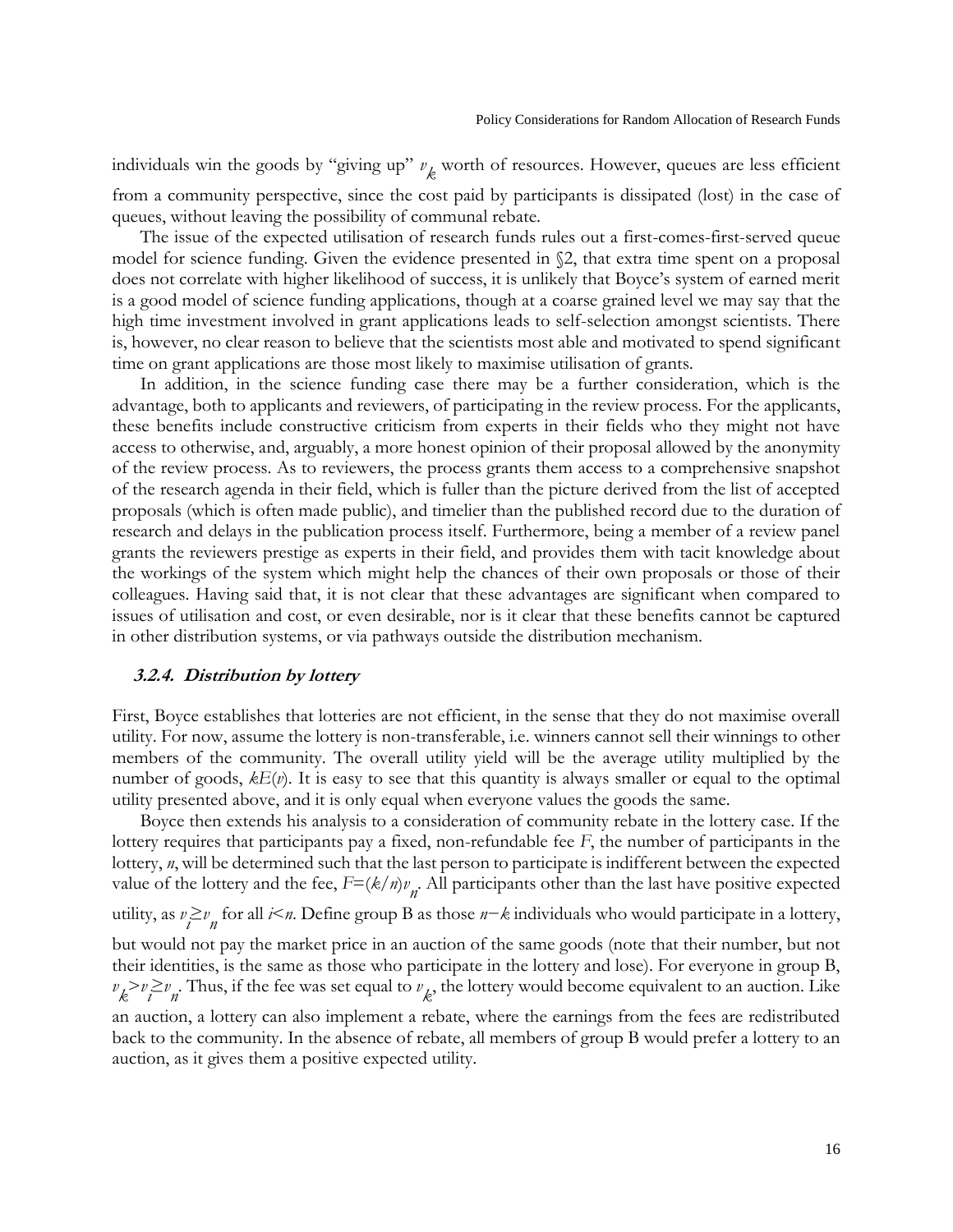individuals win the goods by "giving up" $v_k$ worth of resources. However, queues are less efficient from a community perspective, since the cost paid by participants is dissipated (lost) in the case of queues, without leaving the possibility of communal rebate.

The issue of the expected utilisation of research funds rules out a first-comes-first-served queue model for science funding. Given the evidence presented in §2, that extra time spent on a proposal does not correlate with higher likelihood of success, it is unlikely that Boyce's system of earned merit is a good model of science funding applications, though at a coarse grained level we may say that the high time investment involved in grant applications leads to self-selection amongst scientists. There is, however, no clear reason to believe that the scientists most able and motivated to spend significant time on grant applications are those most likely to maximise utilisation of grants.

In addition, in the science funding case there may be a further consideration, which is the advantage, both to applicants and reviewers, of participating in the review process. For the applicants, these benefits include constructive criticism from experts in their fields who they might not have access to otherwise, and, arguably, a more honest opinion of their proposal allowed by the anonymity of the review process. As to reviewers, the process grants them access to a comprehensive snapshot of the research agenda in their field, which is fuller than the picture derived from the list of accepted proposals (which is often made public), and timelier than the published record due to the duration of research and delays in the publication process itself. Furthermore, being a member of a review panel grants the reviewers prestige as experts in their field, and provides them with tacit knowledge about the workings of the system which might help the chances of their own proposals or those of their colleagues. Having said that, it is not clear that these advantages are significant when compared to issues of utilisation and cost, or even desirable, nor is it clear that these benefits cannot be captured in other distribution systems, or via pathways outside the distribution mechanism.

### 3.2.4. *Distribution by lottery*

First, Boyce establishes that lotteries are not efficient, in the sense that they do not maximise overall utility. For now, assume the lottery is non-transferable, i.e. winners cannot sell their winnings to other members of the community. The overall utility yield will be the average utility multiplied by the number of goods, $kE(v)$. It is easy to see that this quantity is always smaller or equal to the optimal utility presented above, and it is only equal when everyone values the goods the same.

Boyce then extends his analysis to a consideration of community rebate in the lottery case. If the lottery requires that participants pay a fixed, non-refundable fee $F$, the number of participants in the lottery, $n$, will be determined such that the last person to participate is indifferent between the expected value of the lottery and the fee, $F=(k/n)v_n$. All participants other than the last have positive expected utility, as $v_i \geq v_n$ for all $i<n$. Define group B as those $n-k$ individuals who would participate in a lottery, but would not pay the market price in an auction of the same goods (note that their number, but not their identities, is the same as those who participate in the lottery and lose). For everyone in group B, $v_k > v_i \geq v_n$. Thus, if the fee was set equal to $v_k$, the lottery would become equivalent to an auction. Like an auction, a lottery can also implement a rebate, where the earnings from the fees are redistributed back to the community. In the absence of rebate, all members of group B would prefer a lottery to an auction, as it gives them a positive expected utility.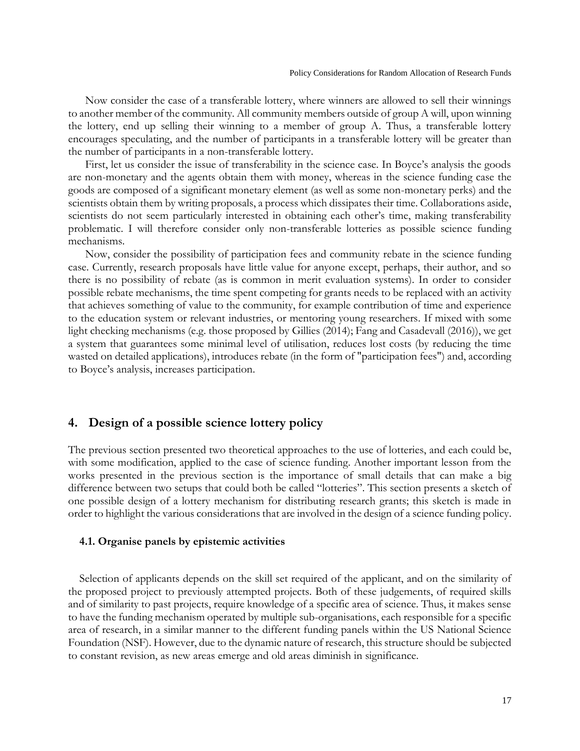Now consider the case of a transferable lottery, where winners are allowed to sell their winnings to another member of the community. All community members outside of group A will, upon winning the lottery, end up selling their winning to a member of group A. Thus, a transferable lottery encourages speculating, and the number of participants in a transferable lottery will be greater than the number of participants in a non-transferable lottery.

First, let us consider the issue of transferability in the science case. In Boyce's analysis the goods are non-monetary and the agents obtain them with money, whereas in the science funding case the goods are composed of a significant monetary element (as well as some non-monetary perks) and the scientists obtain them by writing proposals, a process which dissipates their time. Collaborations aside, scientists do not seem particularly interested in obtaining each other's time, making transferability problematic. I will therefore consider only non-transferable lotteries as possible science funding mechanisms.

Now, consider the possibility of participation fees and community rebate in the science funding case. Currently, research proposals have little value for anyone except, perhaps, their author, and so there is no possibility of rebate (as is common in merit evaluation systems). In order to consider possible rebate mechanisms, the time spent competing for grants needs to be replaced with an activity that achieves something of value to the community, for example contribution of time and experience to the education system or relevant industries, or mentoring young researchers. If mixed with some light checking mechanisms (e.g. those proposed by Gillies (2014); Fang and Casadevall (2016)), we get a system that guarantees some minimal level of utilisation, reduces lost costs (by reducing the time wasted on detailed applications), introduces rebate (in the form of "participation fees") and, according to Boyce's analysis, increases participation.

## 4. Design of a possible science lottery policy

The previous section presented two theoretical approaches to the use of lotteries, and each could be, with some modification, applied to the case of science funding. Another important lesson from the works presented in the previous section is the importance of small details that can make a big difference between two setups that could both be called "lotteries". This section presents a sketch of one possible design of a lottery mechanism for distributing research grants; this sketch is made in order to highlight the various considerations that are involved in the design of a science funding policy.

### 4.1. Organise panels by epistemic activities

Selection of applicants depends on the skill set required of the applicant, and on the similarity of the proposed project to previously attempted projects. Both of these judgements, of required skills and of similarity to past projects, require knowledge of a specific area of science. Thus, it makes sense to have the funding mechanism operated by multiple sub-organisations, each responsible for a specific area of research, in a similar manner to the different funding panels within the US National Science Foundation (NSF). However, due to the dynamic nature of research, this structure should be subjected to constant revision, as new areas emerge and old areas diminish in significance.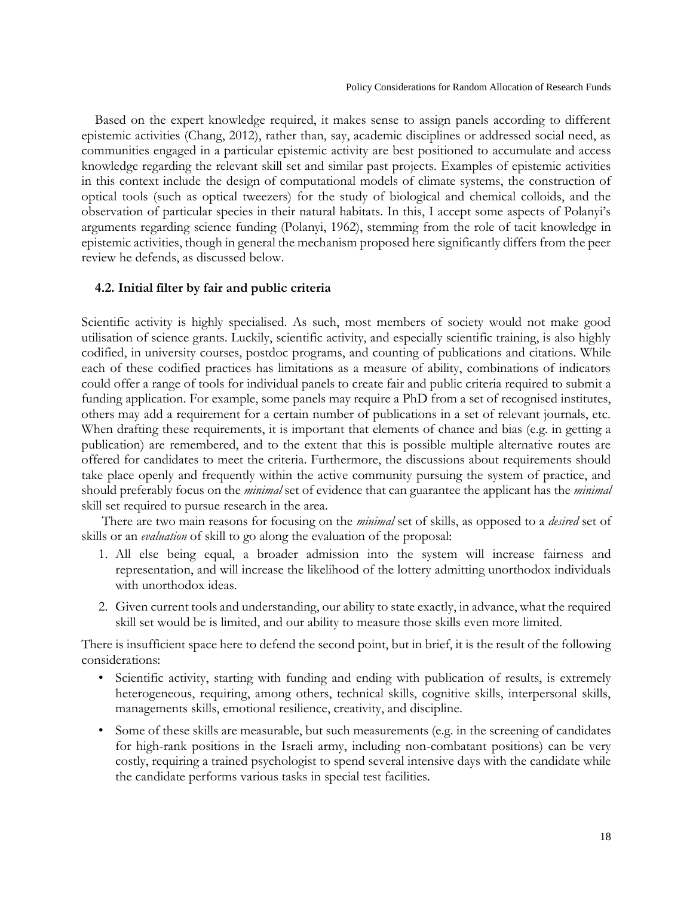Based on the expert knowledge required, it makes sense to assign panels according to different epistemic activities (Chang, 2012), rather than, say, academic disciplines or addressed social need, as communities engaged in a particular epistemic activity are best positioned to accumulate and access knowledge regarding the relevant skill set and similar past projects. Examples of epistemic activities in this context include the design of computational models of climate systems, the construction of optical tools (such as optical tweezers) for the study of biological and chemical colloids, and the observation of particular species in their natural habitats. In this, I accept some aspects of Polanyi's arguments regarding science funding (Polanyi, 1962), stemming from the role of tacit knowledge in epistemic activities, though in general the mechanism proposed here significantly differs from the peer review he defends, as discussed below.

### 4.2. Initial filter by fair and public criteria

Scientific activity is highly specialised. As such, most members of society would not make good utilisation of science grants. Luckily, scientific activity, and especially scientific training, is also highly codified, in university courses, postdoc programs, and counting of publications and citations. While each of these codified practices has limitations as a measure of ability, combinations of indicators could offer a range of tools for individual panels to create fair and public criteria required to submit a funding application. For example, some panels may require a PhD from a set of recognised institutes, others may add a requirement for a certain number of publications in a set of relevant journals, etc. When drafting these requirements, it is important that elements of chance and bias (e.g. in getting a publication) are remembered, and to the extent that this is possible multiple alternative routes are offered for candidates to meet the criteria. Furthermore, the discussions about requirements should take place openly and frequently within the active community pursuing the system of practice, and should preferably focus on the *minimal* set of evidence that can guarantee the applicant has the *minimal* skill set required to pursue research in the area.

There are two main reasons for focusing on the *minimal* set of skills, as opposed to a *desired* set of skills or an *evaluation* of skill to go along the evaluation of the proposal:

1. All else being equal, a broader admission into the system will increase fairness and representation, and will increase the likelihood of the lottery admitting unorthodox individuals with unorthodox ideas.
2. Given current tools and understanding, our ability to state exactly, in advance, what the required skill set would be is limited, and our ability to measure those skills even more limited.

There is insufficient space here to defend the second point, but in brief, it is the result of the following considerations:

- Scientific activity, starting with funding and ending with publication of results, is extremely heterogeneous, requiring, among others, technical skills, cognitive skills, interpersonal skills, managements skills, emotional resilience, creativity, and discipline.
- Some of these skills are measurable, but such measurements (e.g. in the screening of candidates for high-rank positions in the Israeli army, including non-combatant positions) can be very costly, requiring a trained psychologist to spend several intensive days with the candidate while the candidate performs various tasks in special test facilities.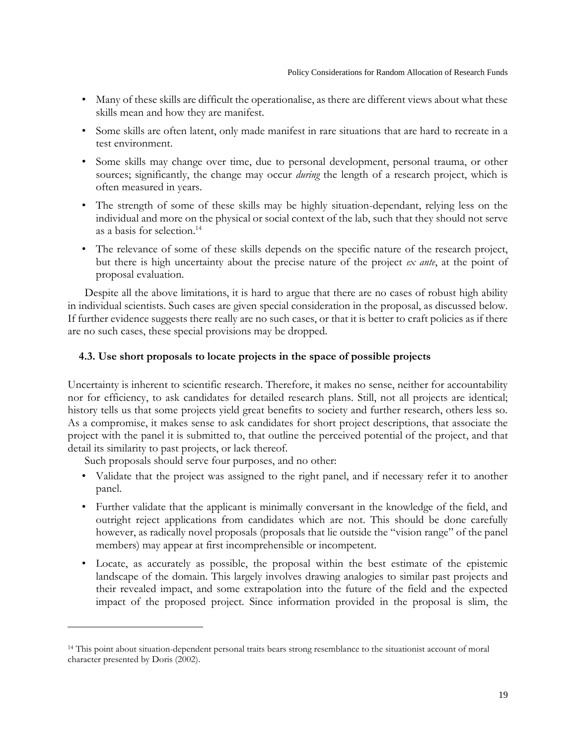- Many of these skills are difficult the operationalise, as there are different views about what these skills mean and how they are manifest.
- Some skills are often latent, only made manifest in rare situations that are hard to recreate in a test environment.
- Some skills may change over time, due to personal development, personal trauma, or other sources; significantly, the change may occur *during* the length of a research project, which is often measured in years.
- The strength of some of these skills may be highly situation-dependant, relying less on the individual and more on the physical or social context of the lab, such that they should not serve as a basis for selection.[14]
- The relevance of some of these skills depends on the specific nature of the research project, but there is high uncertainty about the precise nature of the project *ex ante*, at the point of proposal evaluation.

Despite all the above limitations, it is hard to argue that there are no cases of robust high ability in individual scientists. Such cases are given special consideration in the proposal, as discussed below. If further evidence suggests there really are no such cases, or that it is better to craft policies as if there are no such cases, these special provisions may be dropped.

### 4.3. Use short proposals to locate projects in the space of possible projects

Uncertainty is inherent to scientific research. Therefore, it makes no sense, neither for accountability nor for efficiency, to ask candidates for detailed research plans. Still, not all projects are identical; history tells us that some projects yield great benefits to society and further research, others less so. As a compromise, it makes sense to ask candidates for short project descriptions, that associate the project with the panel it is submitted to, that outline the perceived potential of the project, and that detail its similarity to past projects, or lack thereof.

Such proposals should serve four purposes, and no other:

- Validate that the project was assigned to the right panel, and if necessary refer it to another panel.
- Further validate that the applicant is minimally conversant in the knowledge of the field, and outright reject applications from candidates which are not. This should be done carefully however, as radically novel proposals (proposals that lie outside the "vision range" of the panel members) may appear at first incomprehensible or incompetent.
- Locate, as accurately as possible, the proposal within the best estimate of the epistemic landscape of the domain. This largely involves drawing analogies to similar past projects and their revealed impact, and some extrapolation into the future of the field and the expected impact of the proposed project. Since information provided in the proposal is slim, the

---

[14] This point about situation-dependent personal traits bears strong resemblance to the situationist account of moral character presented by Doris (2002).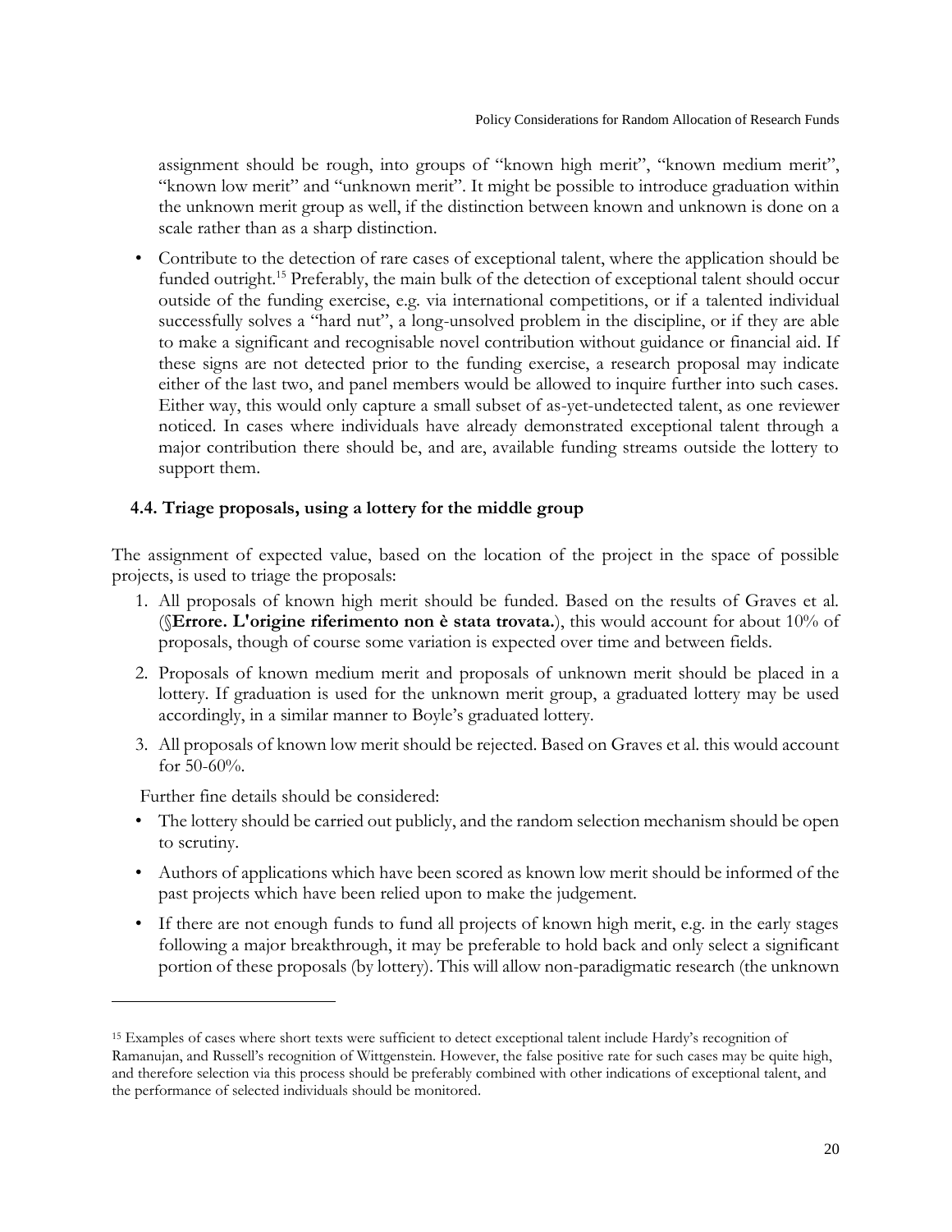assignment should be rough, into groups of "known high merit", "known medium merit", "known low merit" and "unknown merit". It might be possible to introduce graduation within the unknown merit group as well, if the distinction between known and unknown is done on a scale rather than as a sharp distinction.

- Contribute to the detection of rare cases of exceptional talent, where the application should be funded outright.[15] Preferably, the main bulk of the detection of exceptional talent should occur outside of the funding exercise, e.g. via international competitions, or if a talented individual successfully solves a "hard nut", a long-unsolved problem in the discipline, or if they are able to make a significant and recognisable novel contribution without guidance or financial aid. If these signs are not detected prior to the funding exercise, a research proposal may indicate either of the last two, and panel members would be allowed to inquire further into such cases. Either way, this would only capture a small subset of as-yet-undetected talent, as one reviewer noticed. In cases where individuals have already demonstrated exceptional talent through a major contribution there should be, and are, available funding streams outside the lottery to support them.

### 4.4. Triage proposals, using a lottery for the middle group

The assignment of expected value, based on the location of the project in the space of possible projects, is used to triage the proposals:

1. All proposals of known high merit should be funded. Based on the results of Graves et al. (§**Errore. L'origine riferimento non è stata trovata.**), this would account for about 10% of proposals, though of course some variation is expected over time and between fields.
2. Proposals of known medium merit and proposals of unknown merit should be placed in a lottery. If graduation is used for the unknown merit group, a graduated lottery may be used accordingly, in a similar manner to Boyle's graduated lottery.
3. All proposals of known low merit should be rejected. Based on Graves et al. this would account for 50-60%.

Further fine details should be considered:

- The lottery should be carried out publicly, and the random selection mechanism should be open to scrutiny.
- Authors of applications which have been scored as known low merit should be informed of the past projects which have been relied upon to make the judgement.
- If there are not enough funds to fund all projects of known high merit, e.g. in the early stages following a major breakthrough, it may be preferable to hold back and only select a significant portion of these proposals (by lottery). This will allow non-paradigmatic research (the unknown

[15] Examples of cases where short texts were sufficient to detect exceptional talent include Hardy's recognition of Ramanujan, and Russell's recognition of Wittgenstein. However, the false positive rate for such cases may be quite high, and therefore selection via this process should be preferably combined with other indications of exceptional talent, and the performance of selected individuals should be monitored.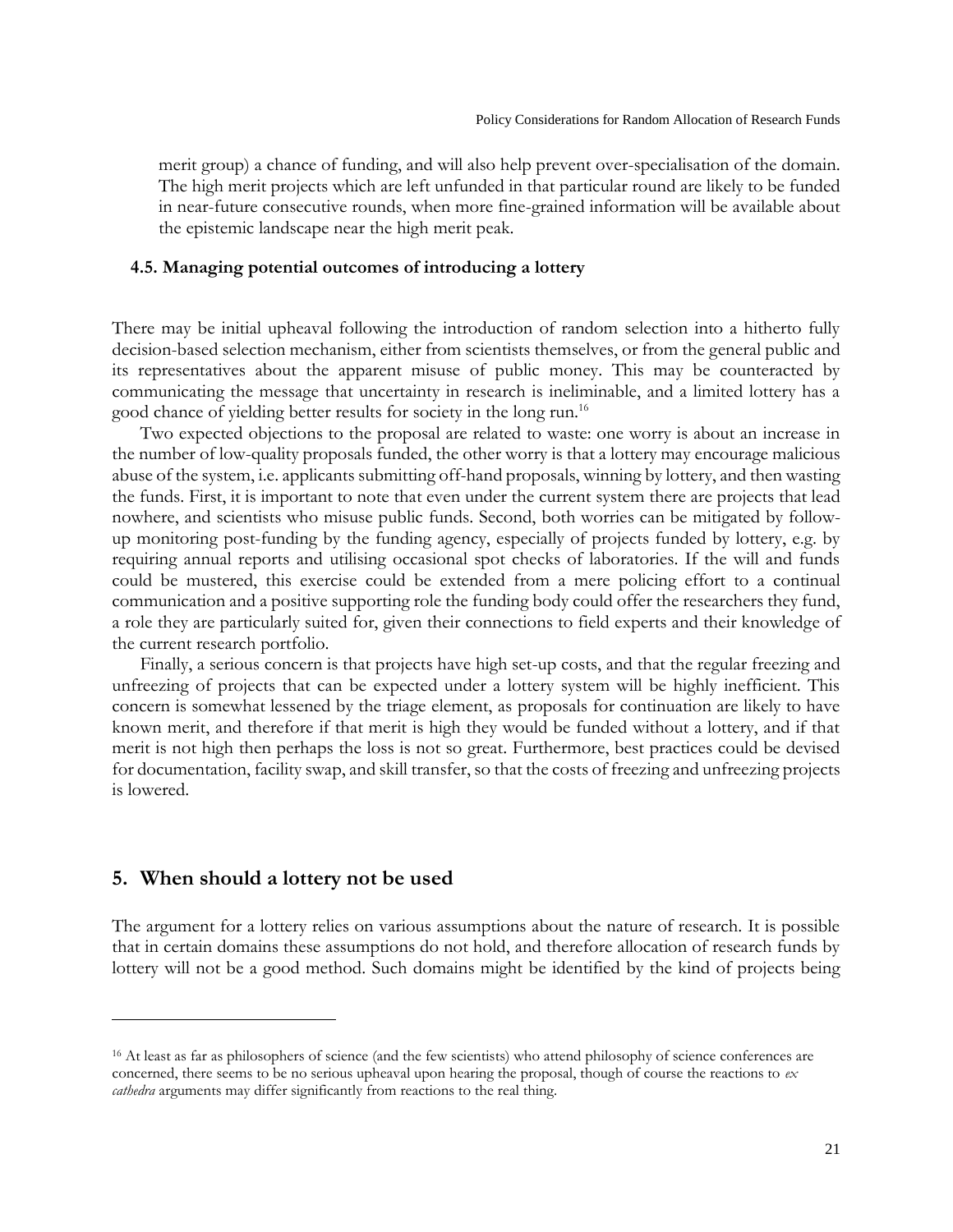merit group) a chance of funding, and will also help prevent over-specialisation of the domain. The high merit projects which are left unfunded in that particular round are likely to be funded in near-future consecutive rounds, when more fine-grained information will be available about the epistemic landscape near the high merit peak.

### 4.5. Managing potential outcomes of introducing a lottery

There may be initial upheaval following the introduction of random selection into a hitherto fully decision-based selection mechanism, either from scientists themselves, or from the general public and its representatives about the apparent misuse of public money. This may be counteracted by communicating the message that uncertainty in research is ineliminable, and a limited lottery has a good chance of yielding better results for society in the long run.[16]

Two expected objections to the proposal are related to waste: one worry is about an increase in the number of low-quality proposals funded, the other worry is that a lottery may encourage malicious abuse of the system, i.e. applicants submitting off-hand proposals, winning by lottery, and then wasting the funds. First, it is important to note that even under the current system there are projects that lead nowhere, and scientists who misuse public funds. Second, both worries can be mitigated by follow-up monitoring post-funding by the funding agency, especially of projects funded by lottery, e.g. by requiring annual reports and utilising occasional spot checks of laboratories. If the will and funds could be mustered, this exercise could be extended from a mere policing effort to a continual communication and a positive supporting role the funding body could offer the researchers they fund, a role they are particularly suited for, given their connections to field experts and their knowledge of the current research portfolio.

Finally, a serious concern is that projects have high set-up costs, and that the regular freezing and unfreezing of projects that can be expected under a lottery system will be highly inefficient. This concern is somewhat lessened by the triage element, as proposals for continuation are likely to have known merit, and therefore if that merit is high they would be funded without a lottery, and if that merit is not high then perhaps the loss is not so great. Furthermore, best practices could be devised for documentation, facility swap, and skill transfer, so that the costs of freezing and unfreezing projects is lowered.

## 5. When should a lottery not be used

The argument for a lottery relies on various assumptions about the nature of research. It is possible that in certain domains these assumptions do not hold, and therefore allocation of research funds by lottery will not be a good method. Such domains might be identified by the kind of projects being

---

[16] At least as far as philosophers of science (and the few scientists) who attend philosophy of science conferences are concerned, there seems to be no serious upheaval upon hearing the proposal, though of course the reactions to *ex cathedra* arguments may differ significantly from reactions to the real thing.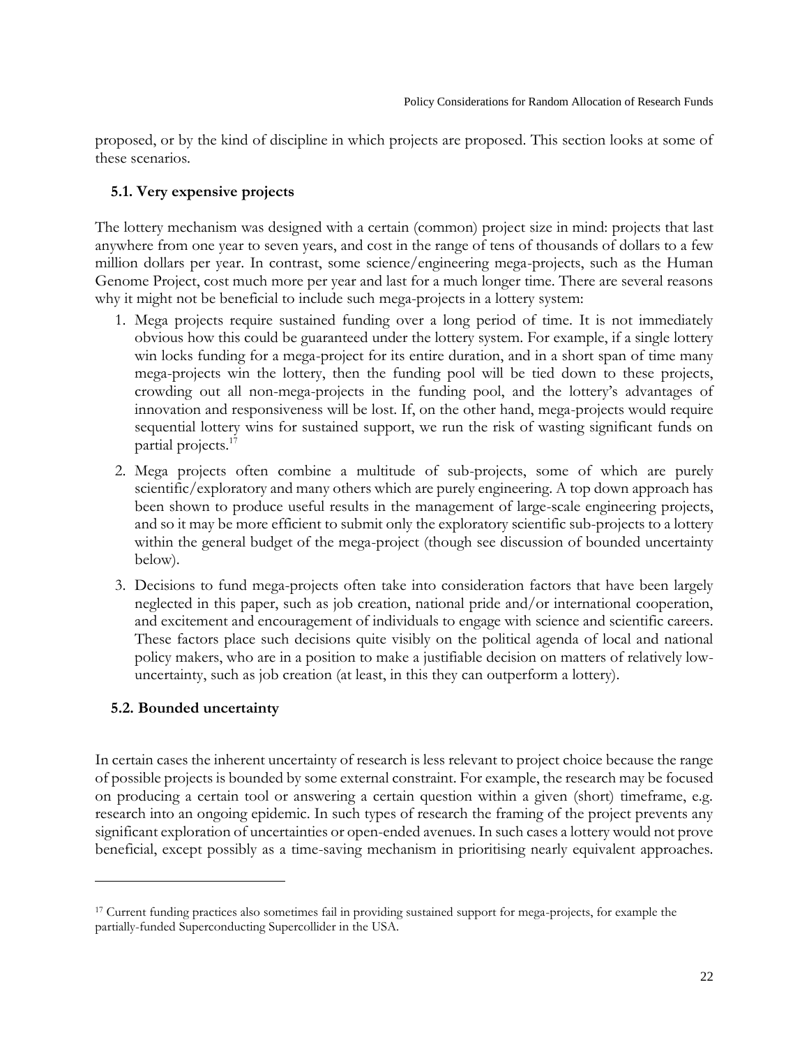proposed, or by the kind of discipline in which projects are proposed. This section looks at some of these scenarios.

### 5.1. Very expensive projects

The lottery mechanism was designed with a certain (common) project size in mind: projects that last anywhere from one year to seven years, and cost in the range of tens of thousands of dollars to a few million dollars per year. In contrast, some science/engineering mega-projects, such as the Human Genome Project, cost much more per year and last for a much longer time. There are several reasons why it might not be beneficial to include such mega-projects in a lottery system:

1. Mega projects require sustained funding over a long period of time. It is not immediately obvious how this could be guaranteed under the lottery system. For example, if a single lottery win locks funding for a mega-project for its entire duration, and in a short span of time many mega-projects win the lottery, then the funding pool will be tied down to these projects, crowding out all non-mega-projects in the funding pool, and the lottery's advantages of innovation and responsiveness will be lost. If, on the other hand, mega-projects would require sequential lottery wins for sustained support, we run the risk of wasting significant funds on partial projects.[17]
2. Mega projects often combine a multitude of sub-projects, some of which are purely scientific/exploratory and many others which are purely engineering. A top down approach has been shown to produce useful results in the management of large-scale engineering projects, and so it may be more efficient to submit only the exploratory scientific sub-projects to a lottery within the general budget of the mega-project (though see discussion of bounded uncertainty below).
3. Decisions to fund mega-projects often take into consideration factors that have been largely neglected in this paper, such as job creation, national pride and/or international cooperation, and excitement and encouragement of individuals to engage with science and scientific careers. These factors place such decisions quite visibly on the political agenda of local and national policy makers, who are in a position to make a justifiable decision on matters of relatively low-uncertainty, such as job creation (at least, in this they can outperform a lottery).

### 5.2. Bounded uncertainty

In certain cases the inherent uncertainty of research is less relevant to project choice because the range of possible projects is bounded by some external constraint. For example, the research may be focused on producing a certain tool or answering a certain question within a given (short) timeframe, e.g. research into an ongoing epidemic. In such types of research the framing of the project prevents any significant exploration of uncertainties or open-ended avenues. In such cases a lottery would not prove beneficial, except possibly as a time-saving mechanism in prioritising nearly equivalent approaches.

---

[17] Current funding practices also sometimes fail in providing sustained support for mega-projects, for example the partially-funded Superconducting Supercollider in the USA.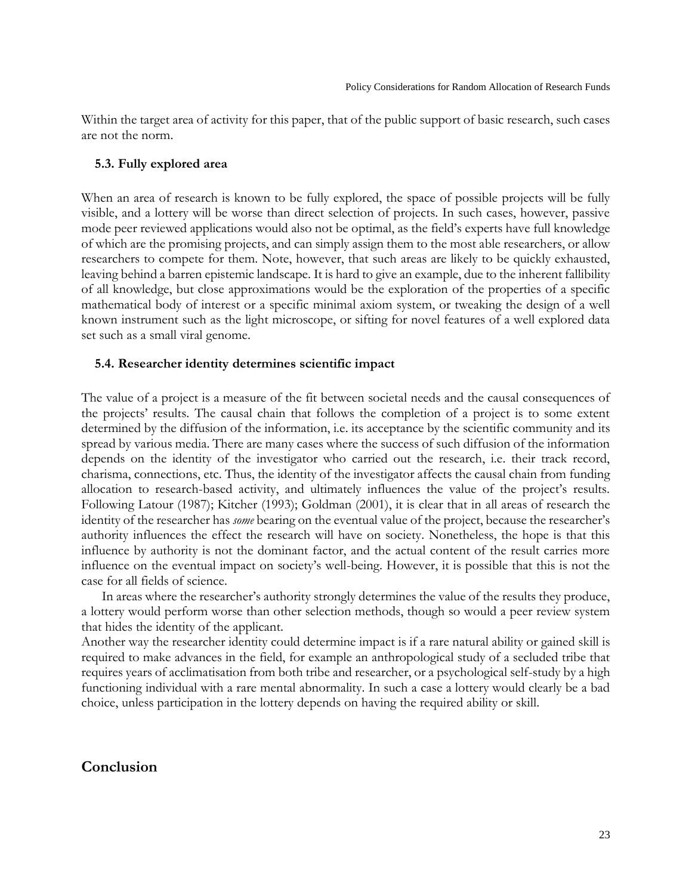Within the target area of activity for this paper, that of the public support of basic research, such cases are not the norm.

### 5.3. Fully explored area

When an area of research is known to be fully explored, the space of possible projects will be fully visible, and a lottery will be worse than direct selection of projects. In such cases, however, passive mode peer reviewed applications would also not be optimal, as the field's experts have full knowledge of which are the promising projects, and can simply assign them to the most able researchers, or allow researchers to compete for them. Note, however, that such areas are likely to be quickly exhausted, leaving behind a barren epistemic landscape. It is hard to give an example, due to the inherent fallibility of all knowledge, but close approximations would be the exploration of the properties of a specific mathematical body of interest or a specific minimal axiom system, or tweaking the design of a well known instrument such as the light microscope, or sifting for novel features of a well explored data set such as a small viral genome.

### 5.4. Researcher identity determines scientific impact

The value of a project is a measure of the fit between societal needs and the causal consequences of the projects' results. The causal chain that follows the completion of a project is to some extent determined by the diffusion of the information, i.e. its acceptance by the scientific community and its spread by various media. There are many cases where the success of such diffusion of the information depends on the identity of the investigator who carried out the research, i.e. their track record, charisma, connections, etc. Thus, the identity of the investigator affects the causal chain from funding allocation to research-based activity, and ultimately influences the value of the project's results. Following Latour (1987); Kitcher (1993); Goldman (2001), it is clear that in all areas of research the identity of the researcher has *some* bearing on the eventual value of the project, because the researcher's authority influences the effect the research will have on society. Nonetheless, the hope is that this influence by authority is not the dominant factor, and the actual content of the result carries more influence on the eventual impact on society's well-being. However, it is possible that this is not the case for all fields of science.

In areas where the researcher's authority strongly determines the value of the results they produce, a lottery would perform worse than other selection methods, though so would a peer review system that hides the identity of the applicant.

Another way the researcher identity could determine impact is if a rare natural ability or gained skill is required to make advances in the field, for example an anthropological study of a secluded tribe that requires years of acclimatisation from both tribe and researcher, or a psychological self-study by a high functioning individual with a rare mental abnormality. In such a case a lottery would clearly be a bad choice, unless participation in the lottery depends on having the required ability or skill.

## Conclusion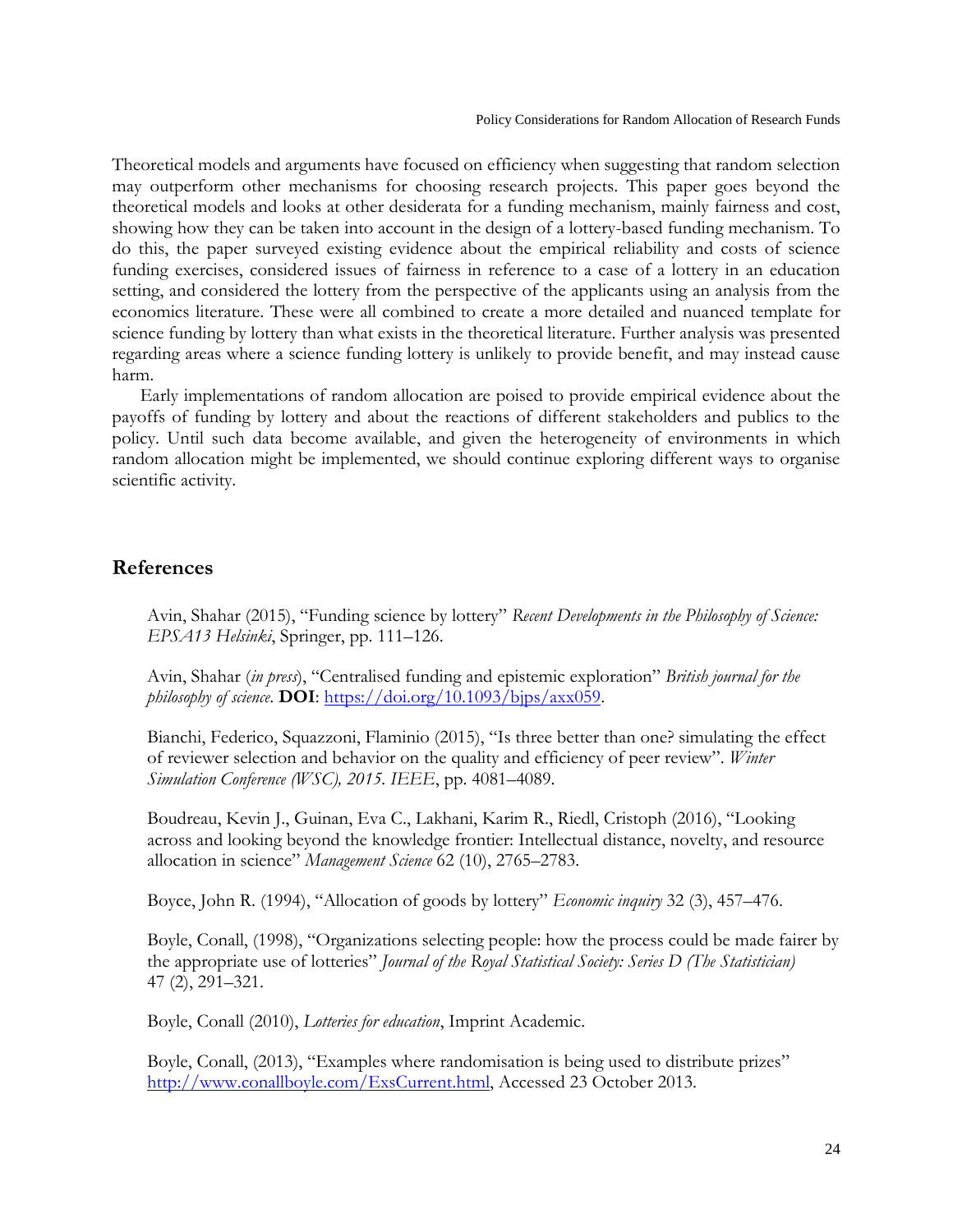Theoretical models and arguments have focused on efficiency when suggesting that random selection may outperform other mechanisms for choosing research projects. This paper goes beyond the theoretical models and looks at other desiderata for a funding mechanism, mainly fairness and cost, showing how they can be taken into account in the design of a lottery-based funding mechanism. To do this, the paper surveyed existing evidence about the empirical reliability and costs of science funding exercises, considered issues of fairness in reference to a case of a lottery in an education setting, and considered the lottery from the perspective of the applicants using an analysis from the economics literature. These were all combined to create a more detailed and nuanced template for science funding by lottery than what exists in the theoretical literature. Further analysis was presented regarding areas where a science funding lottery is unlikely to provide benefit, and may instead cause harm.

Early implementations of random allocation are poised to provide empirical evidence about the payoffs of funding by lottery and about the reactions of different stakeholders and publics to the policy. Until such data become available, and given the heterogeneity of environments in which random allocation might be implemented, we should continue exploring different ways to organise scientific activity.

## References

Avin, Shahar (2015), "Funding science by lottery" *Recent Developments in the Philosophy of Science: EPSA13 Helsinki*, Springer, pp. 111–126.

Avin, Shahar (*in press*), "Centralised funding and epistemic exploration" *British journal for the philosophy of science*. **DOI**: https://doi.org/10.1093/bjps/axx059.

Bianchi, Federico, Squazzoni, Flaminio (2015), "Is three better than one? simulating the effect of reviewer selection and behavior on the quality and efficiency of peer review". *Winter Simulation Conference (WSC), 2015. IEEE*, pp. 4081–4089.

Boudreau, Kevin J., Guinan, Eva C., Lakhani, Karim R., Riedl, Cristoph (2016), "Looking across and looking beyond the knowledge frontier: Intellectual distance, novelty, and resource allocation in science" *Management Science* 62 (10), 2765–2783.

Boyce, John R. (1994), "Allocation of goods by lottery" *Economic inquiry* 32 (3), 457–476.

Boyle, Conall, (1998), "Organizations selecting people: how the process could be made fairer by the appropriate use of lotteries" *Journal of the Royal Statistical Society: Series D (The Statistician)* 47 (2), 291–321.

Boyle, Conall (2010), *Lotteries for education*, Imprint Academic.

Boyle, Conall, (2013), "Examples where randomisation is being used to distribute prizes" http://www.conallboyle.com/ExsCurrent.html, Accessed 23 October 2013.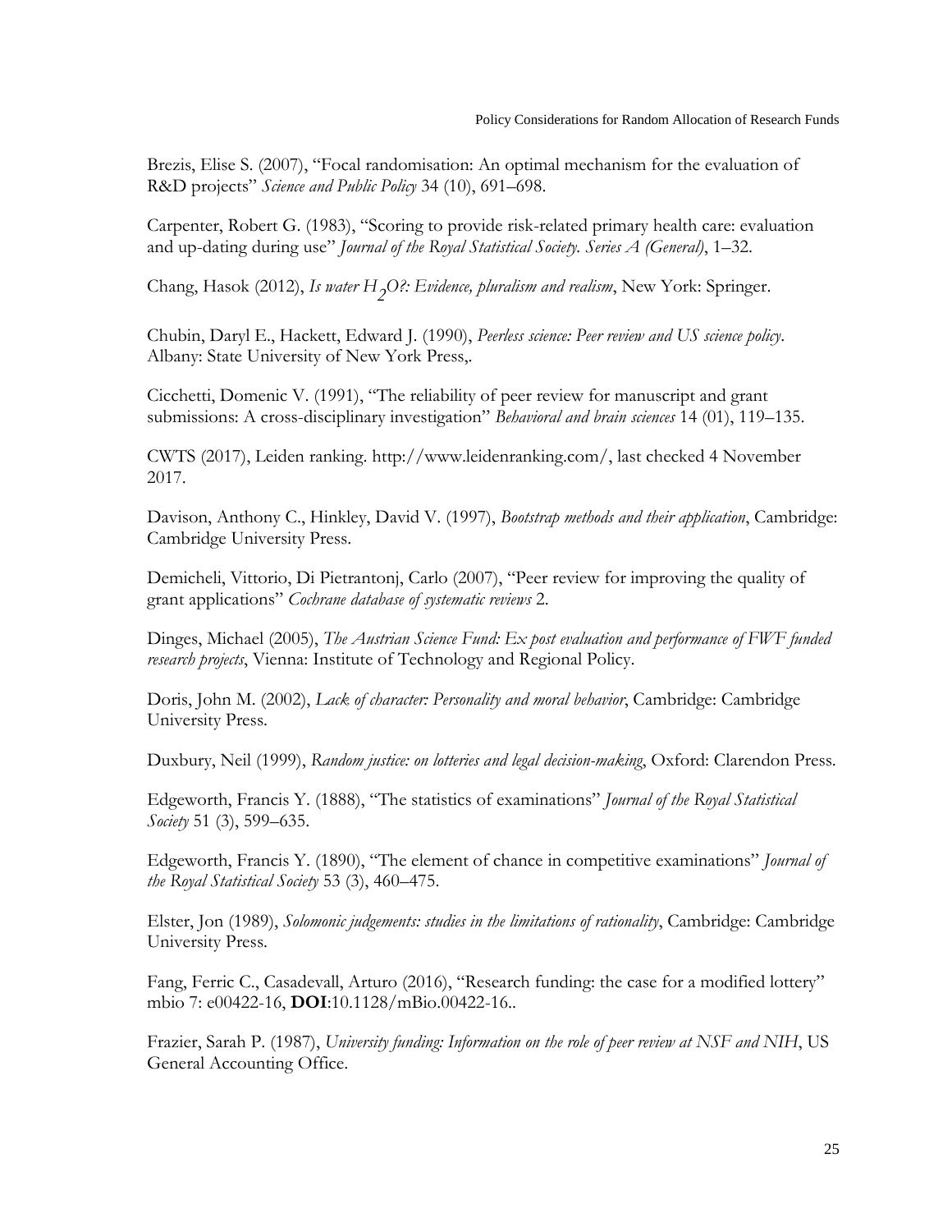Brezis, Elise S. (2007), "Focal randomisation: An optimal mechanism for the evaluation of R&D projects" *Science and Public Policy* 34 (10), 691–698.

Carpenter, Robert G. (1983), "Scoring to provide risk-related primary health care: evaluation and up-dating during use" *Journal of the Royal Statistical Society. Series A (General)*, 1–32.

Chang, Hasok (2012), *Is water $H_2O$?: Evidence, pluralism and realism*, New York: Springer.

Chubin, Daryl E., Hackett, Edward J. (1990), *Peerless science: Peer review and US science policy*. Albany: State University of New York Press,.

Cicchetti, Domenic V. (1991), "The reliability of peer review for manuscript and grant submissions: A cross-disciplinary investigation" *Behavioral and brain sciences* 14 (01), 119–135.

CWTS (2017), Leiden ranking. http://www.leidenranking.com/, last checked 4 November 2017.

Davison, Anthony C., Hinkley, David V. (1997), *Bootstrap methods and their application*, Cambridge: Cambridge University Press.

Demicheli, Vittorio, Di Pietrantonj, Carlo (2007), "Peer review for improving the quality of grant applications" *Cochrane database of systematic reviews* 2.

Dinges, Michael (2005), *The Austrian Science Fund: Ex post evaluation and performance of FWF funded research projects*, Vienna: Institute of Technology and Regional Policy.

Doris, John M. (2002), *Lack of character: Personality and moral behavior*, Cambridge: Cambridge University Press.

Duxbury, Neil (1999), *Random justice: on lotteries and legal decision-making*, Oxford: Clarendon Press.

Edgeworth, Francis Y. (1888), "The statistics of examinations" *Journal of the Royal Statistical Society* 51 (3), 599–635.

Edgeworth, Francis Y. (1890), "The element of chance in competitive examinations" *Journal of the Royal Statistical Society* 53 (3), 460–475.

Elster, Jon (1989), *Solomonic judgements: studies in the limitations of rationality*, Cambridge: Cambridge University Press.

Fang, Ferric C., Casadevall, Arturo (2016), "Research funding: the case for a modified lottery" mbio 7: e00422-16, **DOI**:10.1128/mBio.00422-16..

Frazier, Sarah P. (1987), *University funding: Information on the role of peer review at NSF and NIH*, US General Accounting Office.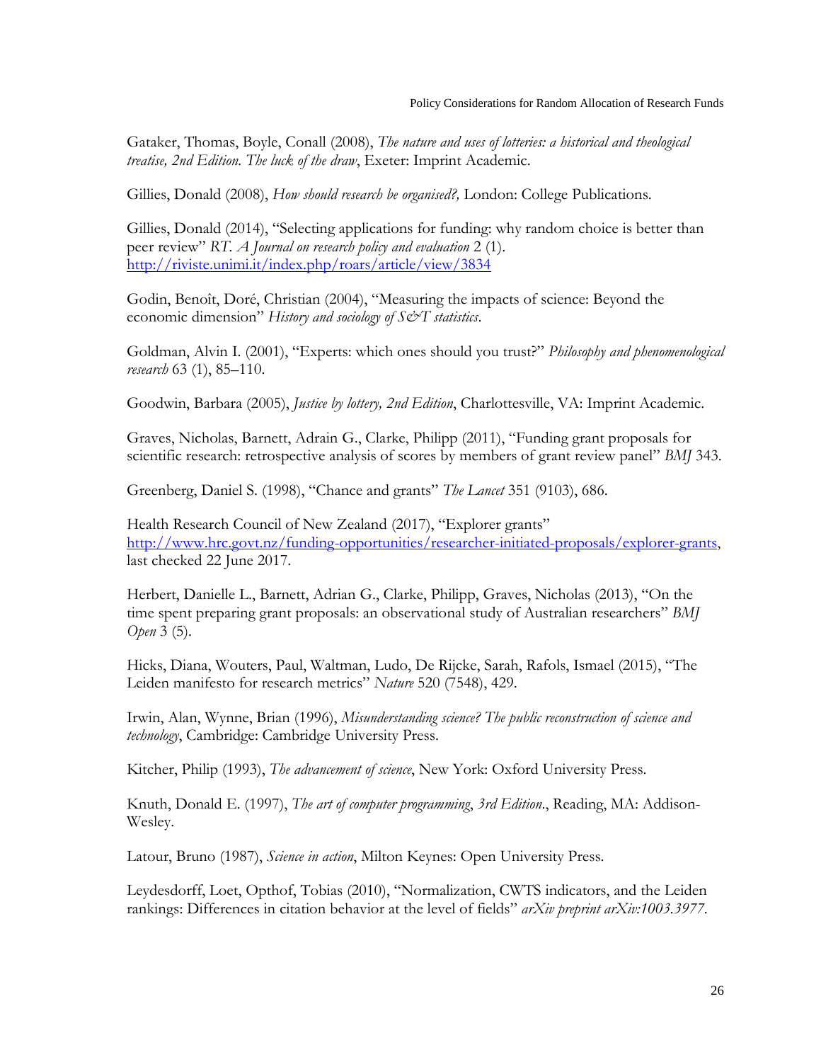Gataker, Thomas, Boyle, Conall (2008), *The nature and uses of lotteries: a historical and theological treatise, 2nd Edition. The luck of the draw*, Exeter: Imprint Academic.

Gillies, Donald (2008), *How should research be organised?,* London: College Publications.

Gillies, Donald (2014), "Selecting applications for funding: why random choice is better than peer review" *RT. A Journal on research policy and evaluation* 2 (1). http://riviste.unimi.it/index.php/roars/article/view/3834

Godin, Benoît, Doré, Christian (2004), "Measuring the impacts of science: Beyond the economic dimension" *History and sociology of S&T statistics*.

Goldman, Alvin I. (2001), "Experts: which ones should you trust?" *Philosophy and phenomenological research* 63 (1), 85–110.

Goodwin, Barbara (2005), *Justice by lottery, 2nd Edition*, Charlottesville, VA: Imprint Academic.

Graves, Nicholas, Barnett, Adrain G., Clarke, Philipp (2011), "Funding grant proposals for scientific research: retrospective analysis of scores by members of grant review panel" *BMJ* 343.

Greenberg, Daniel S. (1998), "Chance and grants" *The Lancet* 351 (9103), 686.

Health Research Council of New Zealand (2017), "Explorer grants" http://www.hrc.govt.nz/funding-opportunities/researcher-initiated-proposals/explorer-grants, last checked 22 June 2017.

Herbert, Danielle L., Barnett, Adrian G., Clarke, Philipp, Graves, Nicholas (2013), "On the time spent preparing grant proposals: an observational study of Australian researchers" *BMJ Open* 3 (5).

Hicks, Diana, Wouters, Paul, Waltman, Ludo, De Rijcke, Sarah, Rafols, Ismael (2015), "The Leiden manifesto for research metrics" *Nature* 520 (7548), 429.

Irwin, Alan, Wynne, Brian (1996), *Misunderstanding science? The public reconstruction of science and technology*, Cambridge: Cambridge University Press.

Kitcher, Philip (1993), *The advancement of science*, New York: Oxford University Press.

Knuth, Donald E. (1997), *The art of computer programming, 3rd Edition*., Reading, MA: Addison-Wesley.

Latour, Bruno (1987), *Science in action*, Milton Keynes: Open University Press.

Leydesdorff, Loet, Opthof, Tobias (2010), "Normalization, CWTS indicators, and the Leiden rankings: Differences in citation behavior at the level of fields" *arXiv preprint arXiv:1003.3977*.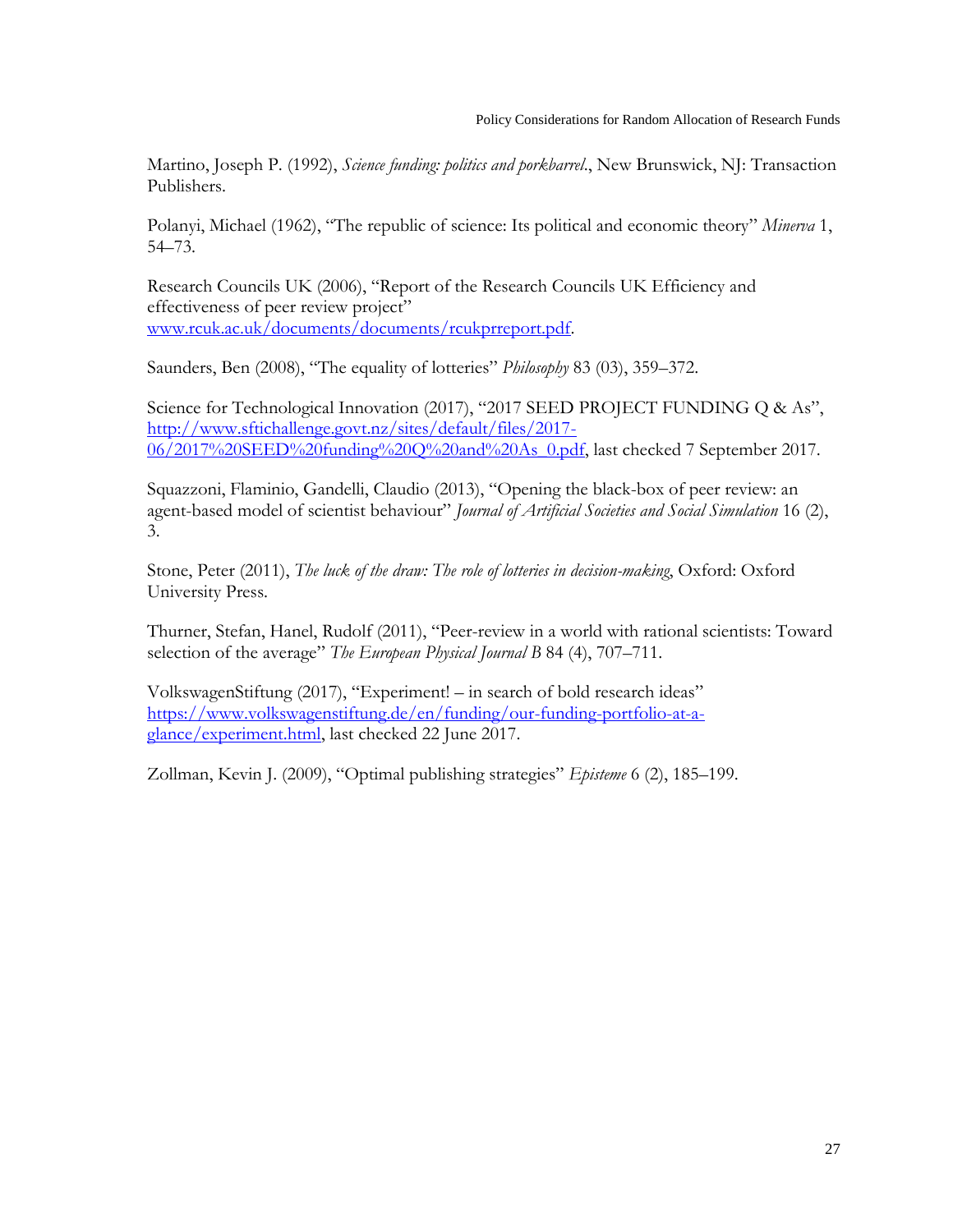Martino, Joseph P. (1992), *Science funding: politics and porkbarrel.*, New Brunswick, NJ: Transaction Publishers.

Polanyi, Michael (1962), "The republic of science: Its political and economic theory" *Minerva* 1, 54–73.

Research Councils UK (2006), "Report of the Research Councils UK Efficiency and effectiveness of peer review project" www.rcuk.ac.uk/documents/documents/rcukprreport.pdf.

Saunders, Ben (2008), "The equality of lotteries" *Philosophy* 83 (03), 359–372.

Science for Technological Innovation (2017), "2017 SEED PROJECT FUNDING Q & As", http://www.sftichallenge.govt.nz/sites/default/files/2017-06/2017%20SEED%20funding%20Q%20and%20As_0.pdf, last checked 7 September 2017.

Squazzoni, Flaminio, Gandelli, Claudio (2013), "Opening the black-box of peer review: an agent-based model of scientist behaviour" *Journal of Artificial Societies and Social Simulation* 16 (2), 3.

Stone, Peter (2011), *The luck of the draw: The role of lotteries in decision-making*, Oxford: Oxford University Press.

Thurner, Stefan, Hanel, Rudolf (2011), "Peer-review in a world with rational scientists: Toward selection of the average" *The European Physical Journal B* 84 (4), 707–711.

VolkswagenStiftung (2017), "Experiment! – in search of bold research ideas" https://www.volkswagenstiftung.de/en/funding/our-funding-portfolio-at-a-glance/experiment.html, last checked 22 June 2017.

Zollman, Kevin J. (2009), "Optimal publishing strategies" *Episteme* 6 (2), 185–199.